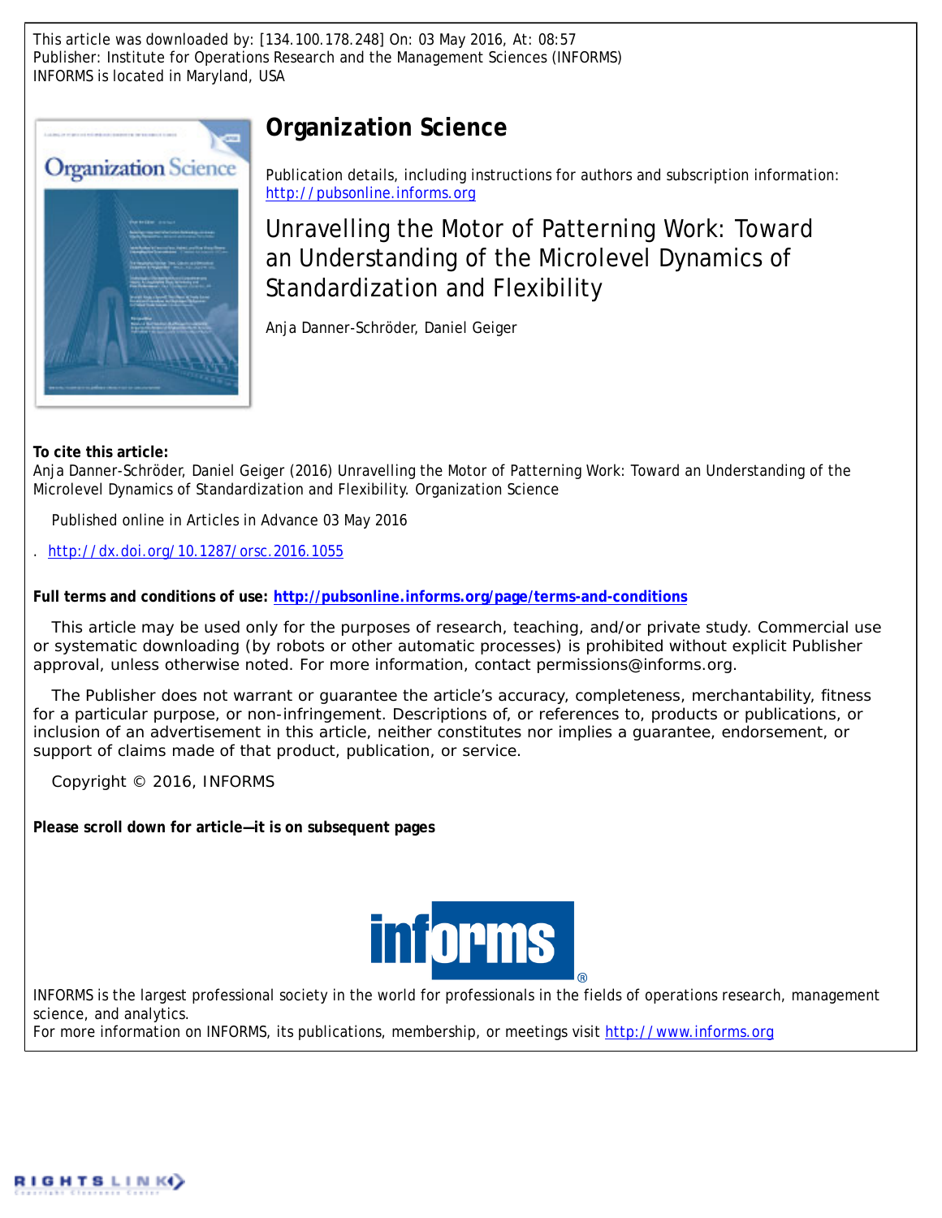This article was downloaded by: [134.100.178.248] On: 03 May 2016, At: 08:57
Publisher: Institute for Operations Research and the Management Sciences (INFORMS)
INFORMS is located in Maryland, USA

# Organization Science

Publication details, including instructions for authors and subscription information:
http://pubsonline.informs.org

## Unravelling the Motor of Patterning Work: Toward an Understanding of the Microlevel Dynamics of Standardization and Flexibility

Anja Danner-Schröder, Daniel Geiger

**To cite this article:**
Anja Danner-Schröder, Daniel Geiger (2016) Unravelling the Motor of Patterning Work: Toward an Understanding of the Microlevel Dynamics of Standardization and Flexibility. Organization Science

Published online in Articles in Advance 03 May 2016

. http://dx.doi.org/10.1287/orsc.2016.1055

**Full terms and conditions of use: http://pubsonline.informs.org/page/terms-and-conditions**

This article may be used only for the purposes of research, teaching, and/or private study. Commercial use or systematic downloading (by robots or other automatic processes) is prohibited without explicit Publisher approval, unless otherwise noted. For more information, contact permissions@informs.org.

The Publisher does not warrant or guarantee the article's accuracy, completeness, merchantability, fitness for a particular purpose, or non-infringement. Descriptions of, or references to, products or publications, or inclusion of an advertisement in this article, neither constitutes nor implies a guarantee, endorsement, or support of claims made of that product, publication, or service.

Copyright © 2016, INFORMS

**Please scroll down for article—it is on subsequent pages**

INFORMS is the largest professional society in the world for professionals in the fields of operations research, management science, and analytics.
For more information on INFORMS, its publications, membership, or meetings visit http://www.informs.org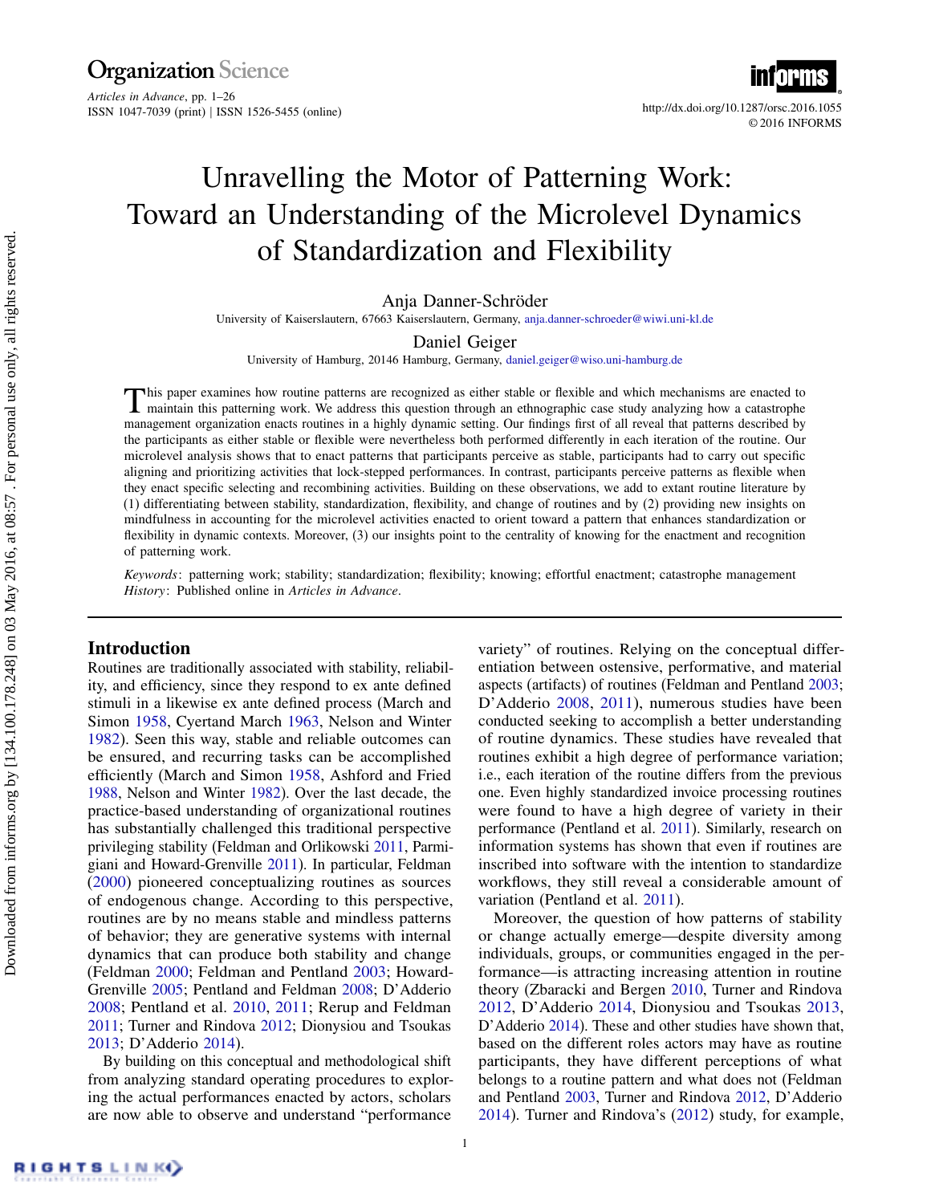# Unravelling the Motor of Patterning Work: Toward an Understanding of the Microlevel Dynamics of Standardization and Flexibility

Anja Danner-Schröder

University of Kaiserslautern, 67663 Kaiserslautern, Germany, anja.danner-schroeder@wiwi.uni-kl.de

Daniel Geiger

University of Hamburg, 20146 Hamburg, Germany, daniel.geiger@wiso.uni-hamburg.de

This paper examines how routine patterns are recognized as either stable or flexible and which mechanisms are enacted to maintain this patterning work. We address this question through an ethnographic case study analyzing how a catastrophe management organization enacts routines in a highly dynamic setting. Our findings first of all reveal that patterns described by the participants as either stable or flexible were nevertheless both performed differently in each iteration of the routine. Our microlevel analysis shows that to enact patterns that participants perceive as stable, participants had to carry out specific aligning and prioritizing activities that lock-stepped performances. In contrast, participants perceive patterns as flexible when they enact specific selecting and recombining activities. Building on these observations, we add to extant routine literature by (1) differentiating between stability, standardization, flexibility, and change of routines and by (2) providing new insights on mindfulness in accounting for the microlevel activities enacted to orient toward a pattern that enhances standardization or flexibility in dynamic contexts. Moreover, (3) our insights point to the centrality of knowing for the enactment and recognition of patterning work.

*Keywords*: patterning work; stability; standardization; flexibility; knowing; effortful enactment; catastrophe management

*History*: Published online in *Articles in Advance*.

## Introduction

Routines are traditionally associated with stability, reliability, and efficiency, since they respond to ex ante defined stimuli in a likewise ex ante defined process (March and Simon 1958, Cyertand March 1963, Nelson and Winter 1982). Seen this way, stable and reliable outcomes can be ensured, and recurring tasks can be accomplished efficiently (March and Simon 1958, Ashford and Fried 1988, Nelson and Winter 1982). Over the last decade, the practice-based understanding of organizational routines has substantially challenged this traditional perspective privileging stability (Feldman and Orlikowski 2011, Parmigiani and Howard-Grenville 2011). In particular, Feldman (2000) pioneered conceptualizing routines as sources of endogenous change. According to this perspective, routines are by no means stable and mindless patterns of behavior; they are generative systems with internal dynamics that can produce both stability and change (Feldman 2000; Feldman and Pentland 2003; Howard-Grenville 2005; Pentland and Feldman 2008; D'Adderio 2008; Pentland et al. 2010, 2011; Rerup and Feldman 2011; Turner and Rindova 2012; Dionysiou and Tsoukas 2013; D'Adderio 2014).

By building on this conceptual and methodological shift from analyzing standard operating procedures to exploring the actual performances enacted by actors, scholars are now able to observe and understand "performance variety" of routines. Relying on the conceptual differentiation between ostensive, performative, and material aspects (artifacts) of routines (Feldman and Pentland 2003; D'Adderio 2008, 2011), numerous studies have been conducted seeking to accomplish a better understanding of routine dynamics. These studies have revealed that routines exhibit a high degree of performance variation; i.e., each iteration of the routine differs from the previous one. Even highly standardized invoice processing routines were found to have a high degree of variety in their performance (Pentland et al. 2011). Similarly, research on information systems has shown that even if routines are inscribed into software with the intention to standardize workflows, they still reveal a considerable amount of variation (Pentland et al. 2011).

Moreover, the question of how patterns of stability or change actually emerge—despite diversity among individuals, groups, or communities engaged in the performance—is attracting increasing attention in routine theory (Zbaracki and Bergen 2010, Turner and Rindova 2012, D'Adderio 2014, Dionysiou and Tsoukas 2013, D'Adderio 2014). These and other studies have shown that, based on the different roles actors may have as routine participants, they have different perceptions of what belongs to a routine pattern and what does not (Feldman and Pentland 2003, Turner and Rindova 2012, D'Adderio 2014). Turner and Rindova's (2012) study, for example,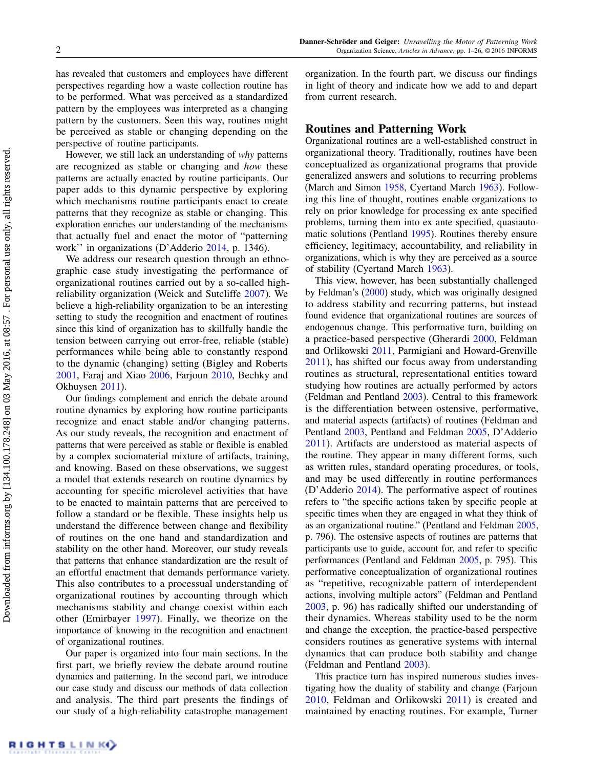has revealed that customers and employees have different perspectives regarding how a waste collection routine has to be performed. What was perceived as a standardized pattern by the employees was interpreted as a changing pattern by the customers. Seen this way, routines might be perceived as stable or changing depending on the perspective of routine participants.

However, we still lack an understanding of *why* patterns are recognized as stable or changing and *how* these patterns are actually enacted by routine participants. Our paper adds to this dynamic perspective by exploring which mechanisms routine participants enact to create patterns that they recognize as stable or changing. This exploration enriches our understanding of the mechanisms that actually fuel and enact the motor of "patterning work'' in organizations (D'Adderio 2014, p. 1346).

We address our research question through an ethnographic case study investigating the performance of organizational routines carried out by a so-called high-reliability organization (Weick and Sutcliffe 2007). We believe a high-reliability organization to be an interesting setting to study the recognition and enactment of routines since this kind of organization has to skillfully handle the tension between carrying out error-free, reliable (stable) performances while being able to constantly respond to the dynamic (changing) setting (Bigley and Roberts 2001, Faraj and Xiao 2006, Farjoun 2010, Bechky and Okhuysen 2011).

Our findings complement and enrich the debate around routine dynamics by exploring how routine participants recognize and enact stable and/or changing patterns. As our study reveals, the recognition and enactment of patterns that were perceived as stable or flexible is enabled by a complex sociomaterial mixture of artifacts, training, and knowing. Based on these observations, we suggest a model that extends research on routine dynamics by accounting for specific microlevel activities that have to be enacted to maintain patterns that are perceived to follow a standard or be flexible. These insights help us understand the difference between change and flexibility of routines on the one hand and standardization and stability on the other hand. Moreover, our study reveals that patterns that enhance standardization are the result of an effortful enactment that demands performance variety. This also contributes to a processual understanding of organizational routines by accounting through which mechanisms stability and change coexist within each other (Emirbayer 1997). Finally, we theorize on the importance of knowing in the recognition and enactment of organizational routines.

Our paper is organized into four main sections. In the first part, we briefly review the debate around routine dynamics and patterning. In the second part, we introduce our case study and discuss our methods of data collection and analysis. The third part presents the findings of our study of a high-reliability catastrophe management organization. In the fourth part, we discuss our findings in light of theory and indicate how we add to and depart from current research.

## Routines and Patterning Work

Organizational routines are a well-established construct in organizational theory. Traditionally, routines have been conceptualized as organizational programs that provide generalized answers and solutions to recurring problems (March and Simon 1958, Cyertand March 1963). Following this line of thought, routines enable organizations to rely on prior knowledge for processing ex ante specified problems, turning them into ex ante specified, quasiautomatic solutions (Pentland 1995). Routines thereby ensure efficiency, legitimacy, accountability, and reliability in organizations, which is why they are perceived as a source of stability (Cyertand March 1963).

This view, however, has been substantially challenged by Feldman's (2000) study, which was originally designed to address stability and recurring patterns, but instead found evidence that organizational routines are sources of endogenous change. This performative turn, building on a practice-based perspective (Gherardi 2000, Feldman and Orlikowski 2011, Parmigiani and Howard-Grenville 2011), has shifted our focus away from understanding routines as structural, representational entities toward studying how routines are actually performed by actors (Feldman and Pentland 2003). Central to this framework is the differentiation between ostensive, performative, and material aspects (artifacts) of routines (Feldman and Pentland 2003, Pentland and Feldman 2005, D'Adderio 2011). Artifacts are understood as material aspects of the routine. They appear in many different forms, such as written rules, standard operating procedures, or tools, and may be used differently in routine performances (D'Adderio 2014). The performative aspect of routines refers to "the specific actions taken by specific people at specific times when they are engaged in what they think of as an organizational routine." (Pentland and Feldman 2005, p. 796). The ostensive aspects of routines are patterns that participants use to guide, account for, and refer to specific performances (Pentland and Feldman 2005, p. 795). This performative conceptualization of organizational routines as "repetitive, recognizable pattern of interdependent actions, involving multiple actors" (Feldman and Pentland 2003, p. 96) has radically shifted our understanding of their dynamics. Whereas stability used to be the norm and change the exception, the practice-based perspective considers routines as generative systems with internal dynamics that can produce both stability and change (Feldman and Pentland 2003).

This practice turn has inspired numerous studies investigating how the duality of stability and change (Farjoun 2010, Feldman and Orlikowski 2011) is created and maintained by enacting routines. For example, Turner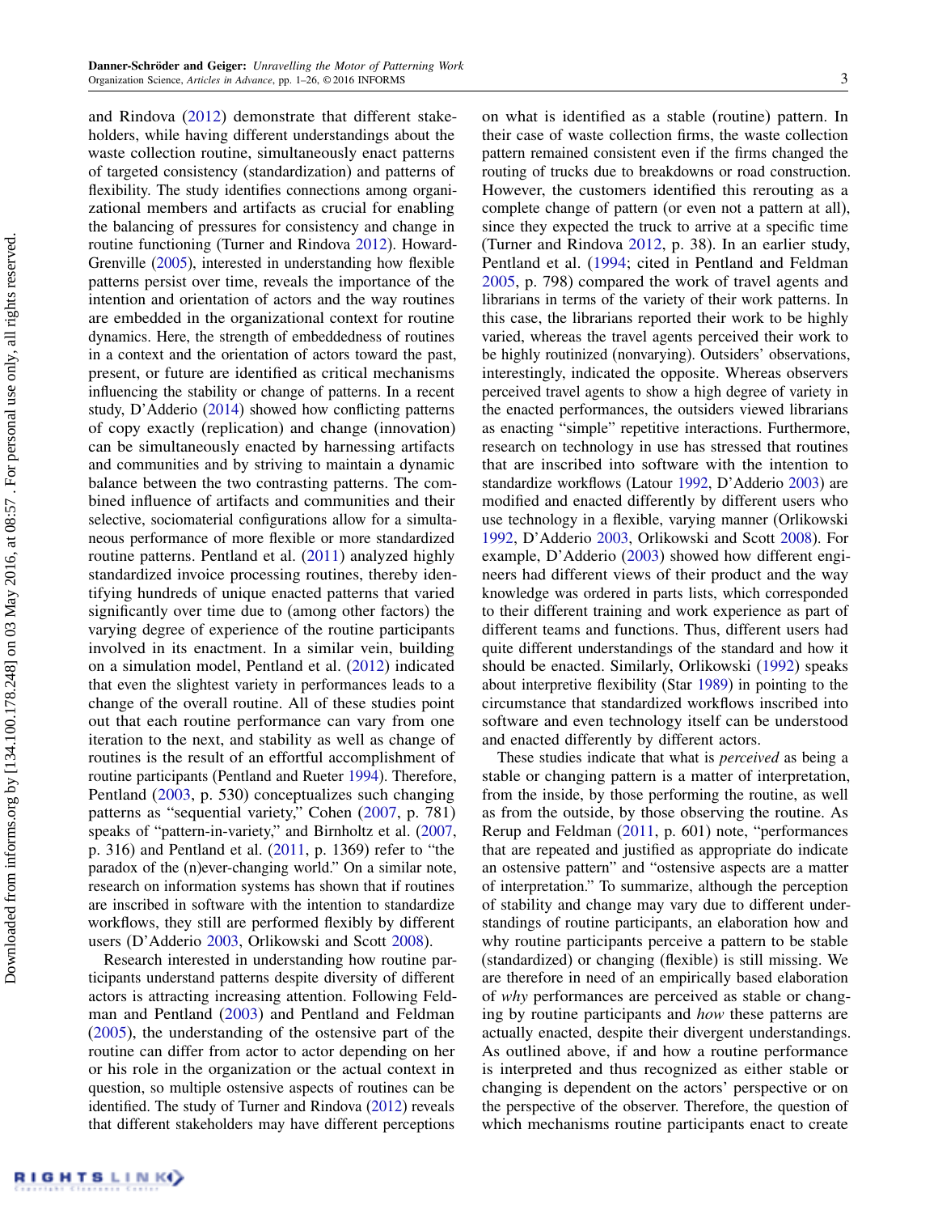and Rindova (2012) demonstrate that different stakeholders, while having different understandings about the waste collection routine, simultaneously enact patterns of targeted consistency (standardization) and patterns of flexibility. The study identifies connections among organizational members and artifacts as crucial for enabling the balancing of pressures for consistency and change in routine functioning (Turner and Rindova 2012). Howard-Grenville (2005), interested in understanding how flexible patterns persist over time, reveals the importance of the intention and orientation of actors and the way routines are embedded in the organizational context for routine dynamics. Here, the strength of embeddedness of routines in a context and the orientation of actors toward the past, present, or future are identified as critical mechanisms influencing the stability or change of patterns. In a recent study, D'Adderio (2014) showed how conflicting patterns of copy exactly (replication) and change (innovation) can be simultaneously enacted by harnessing artifacts and communities and by striving to maintain a dynamic balance between the two contrasting patterns. The combined influence of artifacts and communities and their selective, sociomaterial configurations allow for a simultaneous performance of more flexible or more standardized routine patterns. Pentland et al. (2011) analyzed highly standardized invoice processing routines, thereby identifying hundreds of unique enacted patterns that varied significantly over time due to (among other factors) the varying degree of experience of the routine participants involved in its enactment. In a similar vein, building on a simulation model, Pentland et al. (2012) indicated that even the slightest variety in performances leads to a change of the overall routine. All of these studies point out that each routine performance can vary from one iteration to the next, and stability as well as change of routines is the result of an effortful accomplishment of routine participants (Pentland and Rueter 1994). Therefore, Pentland (2003, p. 530) conceptualizes such changing patterns as "sequential variety," Cohen (2007, p. 781) speaks of "pattern-in-variety," and Birnholtz et al. (2007, p. 316) and Pentland et al. (2011, p. 1369) refer to "the paradox of the (n)ever-changing world." On a similar note, research on information systems has shown that if routines are inscribed in software with the intention to standardize workflows, they still are performed flexibly by different users (D'Adderio 2003, Orlikowski and Scott 2008).

Research interested in understanding how routine participants understand patterns despite diversity of different actors is attracting increasing attention. Following Feldman and Pentland (2003) and Pentland and Feldman (2005), the understanding of the ostensive part of the routine can differ from actor to actor depending on her or his role in the organization or the actual context in question, so multiple ostensive aspects of routines can be identified. The study of Turner and Rindova (2012) reveals that different stakeholders may have different perceptions on what is identified as a stable (routine) pattern. In their case of waste collection firms, the waste collection pattern remained consistent even if the firms changed the routing of trucks due to breakdowns or road construction. However, the customers identified this rerouting as a complete change of pattern (or even not a pattern at all), since they expected the truck to arrive at a specific time (Turner and Rindova 2012, p. 38). In an earlier study, Pentland et al. (1994; cited in Pentland and Feldman 2005, p. 798) compared the work of travel agents and librarians in terms of the variety of their work patterns. In this case, the librarians reported their work to be highly varied, whereas the travel agents perceived their work to be highly routinized (nonvarying). Outsiders' observations, interestingly, indicated the opposite. Whereas observers perceived travel agents to show a high degree of variety in the enacted performances, the outsiders viewed librarians as enacting "simple" repetitive interactions. Furthermore, research on technology in use has stressed that routines that are inscribed into software with the intention to standardize workflows (Latour 1992, D'Adderio 2003) are modified and enacted differently by different users who use technology in a flexible, varying manner (Orlikowski 1992, D'Adderio 2003, Orlikowski and Scott 2008). For example, D'Adderio (2003) showed how different engineers had different views of their product and the way knowledge was ordered in parts lists, which corresponded to their different training and work experience as part of different teams and functions. Thus, different users had quite different understandings of the standard and how it should be enacted. Similarly, Orlikowski (1992) speaks about interpretive flexibility (Star 1989) in pointing to the circumstance that standardized workflows inscribed into software and even technology itself can be understood and enacted differently by different actors.

These studies indicate that what is *perceived* as being a stable or changing pattern is a matter of interpretation, from the inside, by those performing the routine, as well as from the outside, by those observing the routine. As Rerup and Feldman (2011, p. 601) note, "performances that are repeated and justified as appropriate do indicate an ostensive pattern" and "ostensive aspects are a matter of interpretation." To summarize, although the perception of stability and change may vary due to different understandings of routine participants, an elaboration how and why routine participants perceive a pattern to be stable (standardized) or changing (flexible) is still missing. We are therefore in need of an empirically based elaboration of *why* performances are perceived as stable or changing by routine participants and *how* these patterns are actually enacted, despite their divergent understandings. As outlined above, if and how a routine performance is interpreted and thus recognized as either stable or changing is dependent on the actors' perspective or on the perspective of the observer. Therefore, the question of which mechanisms routine participants enact to create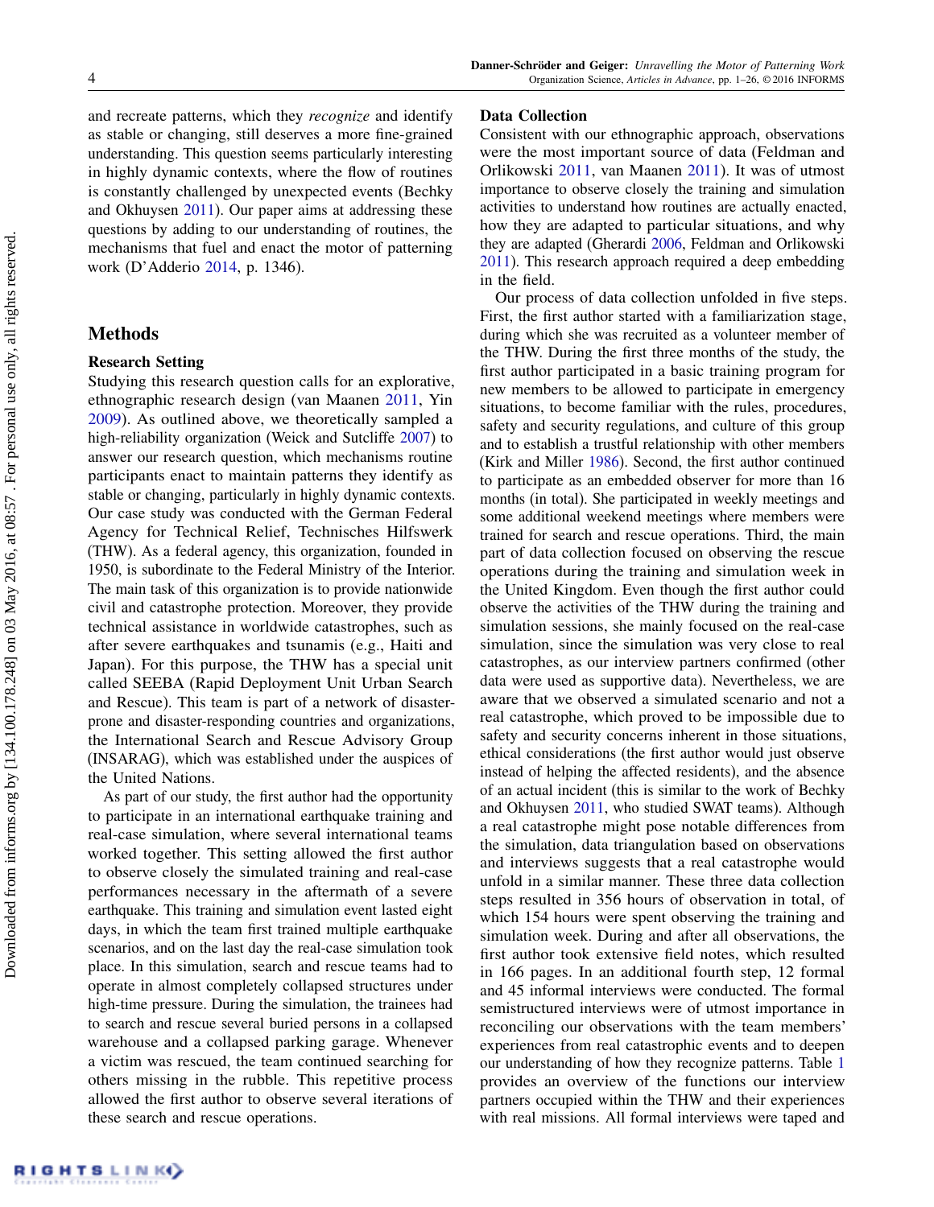and recreate patterns, which they *recognize* and identify as stable or changing, still deserves a more fine-grained understanding. This question seems particularly interesting in highly dynamic contexts, where the flow of routines is constantly challenged by unexpected events (Bechky and Okhuysen 2011). Our paper aims at addressing these questions by adding to our understanding of routines, the mechanisms that fuel and enact the motor of patterning work (D'Adderio 2014, p. 1346).

## Methods

### Research Setting

Studying this research question calls for an explorative, ethnographic research design (van Maanen 2011, Yin 2009). As outlined above, we theoretically sampled a high-reliability organization (Weick and Sutcliffe 2007) to answer our research question, which mechanisms routine participants enact to maintain patterns they identify as stable or changing, particularly in highly dynamic contexts. Our case study was conducted with the German Federal Agency for Technical Relief, Technisches Hilfswerk (THW). As a federal agency, this organization, founded in 1950, is subordinate to the Federal Ministry of the Interior. The main task of this organization is to provide nationwide civil and catastrophe protection. Moreover, they provide technical assistance in worldwide catastrophes, such as after severe earthquakes and tsunamis (e.g., Haiti and Japan). For this purpose, the THW has a special unit called SEEBA (Rapid Deployment Unit Urban Search and Rescue). This team is part of a network of disaster-prone and disaster-responding countries and organizations, the International Search and Rescue Advisory Group (INSARAG), which was established under the auspices of the United Nations.

As part of our study, the first author had the opportunity to participate in an international earthquake training and real-case simulation, where several international teams worked together. This setting allowed the first author to observe closely the simulated training and real-case performances necessary in the aftermath of a severe earthquake. This training and simulation event lasted eight days, in which the team first trained multiple earthquake scenarios, and on the last day the real-case simulation took place. In this simulation, search and rescue teams had to operate in almost completely collapsed structures under high-time pressure. During the simulation, the trainees had to search and rescue several buried persons in a collapsed warehouse and a collapsed parking garage. Whenever a victim was rescued, the team continued searching for others missing in the rubble. This repetitive process allowed the first author to observe several iterations of these search and rescue operations.

### Data Collection

Consistent with our ethnographic approach, observations were the most important source of data (Feldman and Orlikowski 2011, van Maanen 2011). It was of utmost importance to observe closely the training and simulation activities to understand how routines are actually enacted, how they are adapted to particular situations, and why they are adapted (Gherardi 2006, Feldman and Orlikowski 2011). This research approach required a deep embedding in the field.

Our process of data collection unfolded in five steps. First, the first author started with a familiarization stage, during which she was recruited as a volunteer member of the THW. During the first three months of the study, the first author participated in a basic training program for new members to be allowed to participate in emergency situations, to become familiar with the rules, procedures, safety and security regulations, and culture of this group and to establish a trustful relationship with other members (Kirk and Miller 1986). Second, the first author continued to participate as an embedded observer for more than 16 months (in total). She participated in weekly meetings and some additional weekend meetings where members were trained for search and rescue operations. Third, the main part of data collection focused on observing the rescue operations during the training and simulation week in the United Kingdom. Even though the first author could observe the activities of the THW during the training and simulation sessions, she mainly focused on the real-case simulation, since the simulation was very close to real catastrophes, as our interview partners confirmed (other data were used as supportive data). Nevertheless, we are aware that we observed a simulated scenario and not a real catastrophe, which proved to be impossible due to safety and security concerns inherent in those situations, ethical considerations (the first author would just observe instead of helping the affected residents), and the absence of an actual incident (this is similar to the work of Bechky and Okhuysen 2011, who studied SWAT teams). Although a real catastrophe might pose notable differences from the simulation, data triangulation based on observations and interviews suggests that a real catastrophe would unfold in a similar manner. These three data collection steps resulted in 356 hours of observation in total, of which 154 hours were spent observing the training and simulation week. During and after all observations, the first author took extensive field notes, which resulted in 166 pages. In an additional fourth step, 12 formal and 45 informal interviews were conducted. The formal semistructured interviews were of utmost importance in reconciling our observations with the team members' experiences from real catastrophic events and to deepen our understanding of how they recognize patterns. Table 1 provides an overview of the functions our interview partners occupied within the THW and their experiences with real missions. All formal interviews were taped and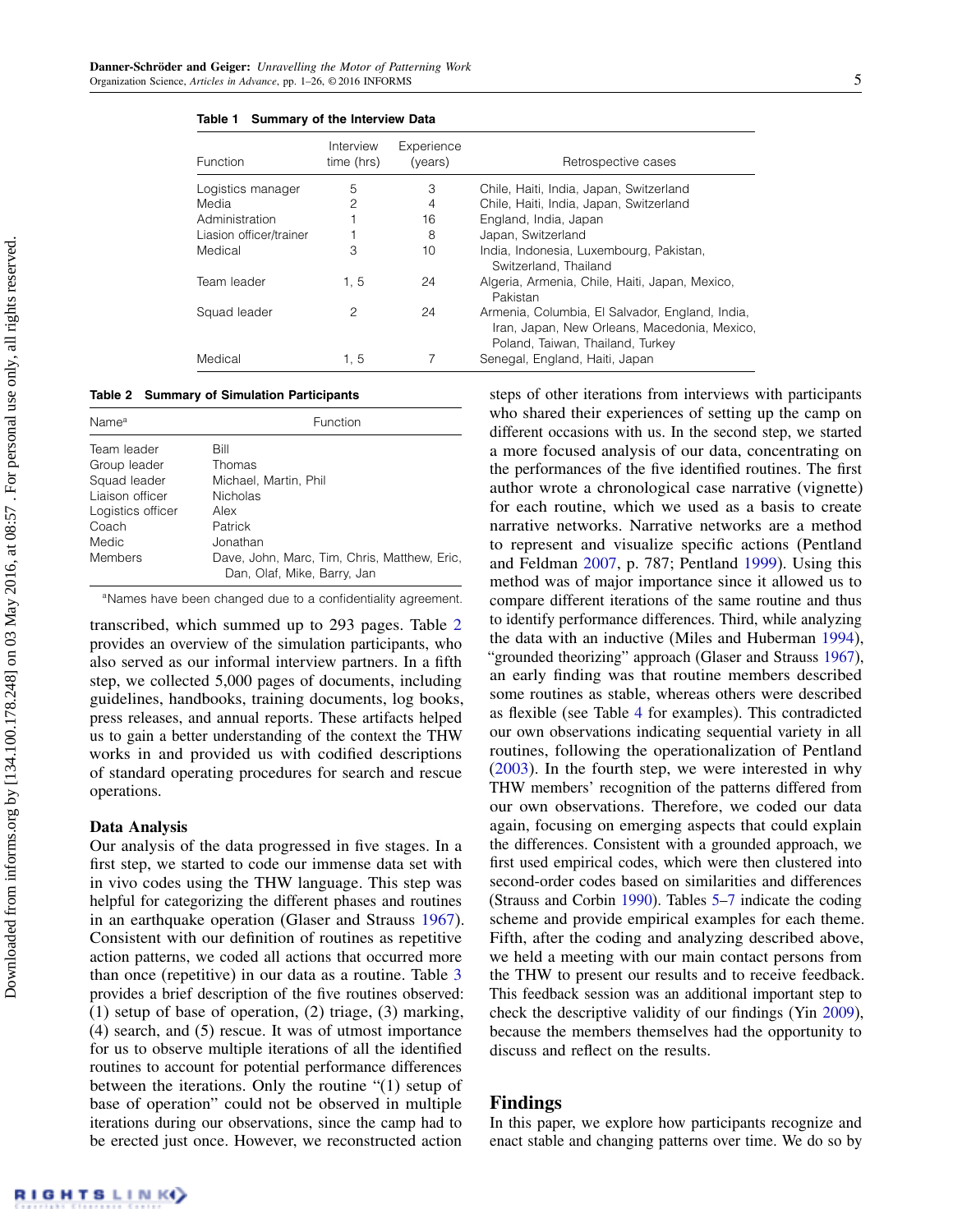**Table 1 Summary of the Interview Data**

| Function | Interview time (hrs) | Experience (years) | Retrospective cases |
|---|---|---|---|
| Logistics manager | 5 | 3 | Chile, Haiti, India, Japan, Switzerland |
| Media | 2 | 4 | Chile, Haiti, India, Japan, Switzerland |
| Administration | 1 | 16 | England, India, Japan |
| Liasion officer/trainer | 1 | 8 | Japan, Switzerland |
| Medical | 3 | 10 | India, Indonesia, Luxembourg, Pakistan, Switzerland, Thailand |
| Team leader | 1, 5 | 24 | Algeria, Armenia, Chile, Haiti, Japan, Mexico, Pakistan |
| Squad leader | 2 | 24 | Armenia, Columbia, El Salvador, England, India, Iran, Japan, New Orleans, Macedonia, Mexico, Poland, Taiwan, Thailand, Turkey |
| Medical | 1, 5 | 7 | Senegal, England, Haiti, Japan |

**Table 2 Summary of Simulation Participants**

| Name[a] | Function |
|---|---|
| Team leader | Bill |
| Group leader | Thomas |
| Squad leader | Michael, Martin, Phil |
| Liaison officer | Nicholas |
| Logistics officer | Alex |
| Coach | Patrick |
| Medic | Jonathan |
| Members | Dave, John, Marc, Tim, Chris, Matthew, Eric, Dan, Olaf, Mike, Barry, Jan |

[a]Names have been changed due to a confidentiality agreement.

transcribed, which summed up to 293 pages. Table 2 provides an overview of the simulation participants, who also served as our informal interview partners. In a fifth step, we collected 5,000 pages of documents, including guidelines, handbooks, training documents, log books, press releases, and annual reports. These artifacts helped us to gain a better understanding of the context the THW works in and provided us with codified descriptions of standard operating procedures for search and rescue operations.

### Data Analysis

Our analysis of the data progressed in five stages. In a first step, we started to code our immense data set with in vivo codes using the THW language. This step was helpful for categorizing the different phases and routines in an earthquake operation (Glaser and Strauss 1967). Consistent with our definition of routines as repetitive action patterns, we coded all actions that occurred more than once (repetitive) in our data as a routine. Table 3 provides a brief description of the five routines observed: (1) setup of base of operation, (2) triage, (3) marking, (4) search, and (5) rescue. It was of utmost importance for us to observe multiple iterations of all the identified routines to account for potential performance differences between the iterations. Only the routine "(1) setup of base of operation" could not be observed in multiple iterations during our observations, since the camp had to be erected just once. However, we reconstructed action steps of other iterations from interviews with participants who shared their experiences of setting up the camp on different occasions with us. In the second step, we started a more focused analysis of our data, concentrating on the performances of the five identified routines. The first author wrote a chronological case narrative (vignette) for each routine, which we used as a basis to create narrative networks. Narrative networks are a method to represent and visualize specific actions (Pentland and Feldman 2007, p. 787; Pentland 1999). Using this method was of major importance since it allowed us to compare different iterations of the same routine and thus to identify performance differences. Third, while analyzing the data with an inductive (Miles and Huberman 1994), "grounded theorizing" approach (Glaser and Strauss 1967), an early finding was that routine members described some routines as stable, whereas others were described as flexible (see Table 4 for examples). This contradicted our own observations indicating sequential variety in all routines, following the operationalization of Pentland (2003). In the fourth step, we were interested in why THW members' recognition of the patterns differed from our own observations. Therefore, we coded our data again, focusing on emerging aspects that could explain the differences. Consistent with a grounded approach, we first used empirical codes, which were then clustered into second-order codes based on similarities and differences (Strauss and Corbin 1990). Tables 5–7 indicate the coding scheme and provide empirical examples for each theme. Fifth, after the coding and analyzing described above, we held a meeting with our main contact persons from the THW to present our results and to receive feedback. This feedback session was an additional important step to check the descriptive validity of our findings (Yin 2009), because the members themselves had the opportunity to discuss and reflect on the results.

## Findings

In this paper, we explore how participants recognize and enact stable and changing patterns over time. We do so by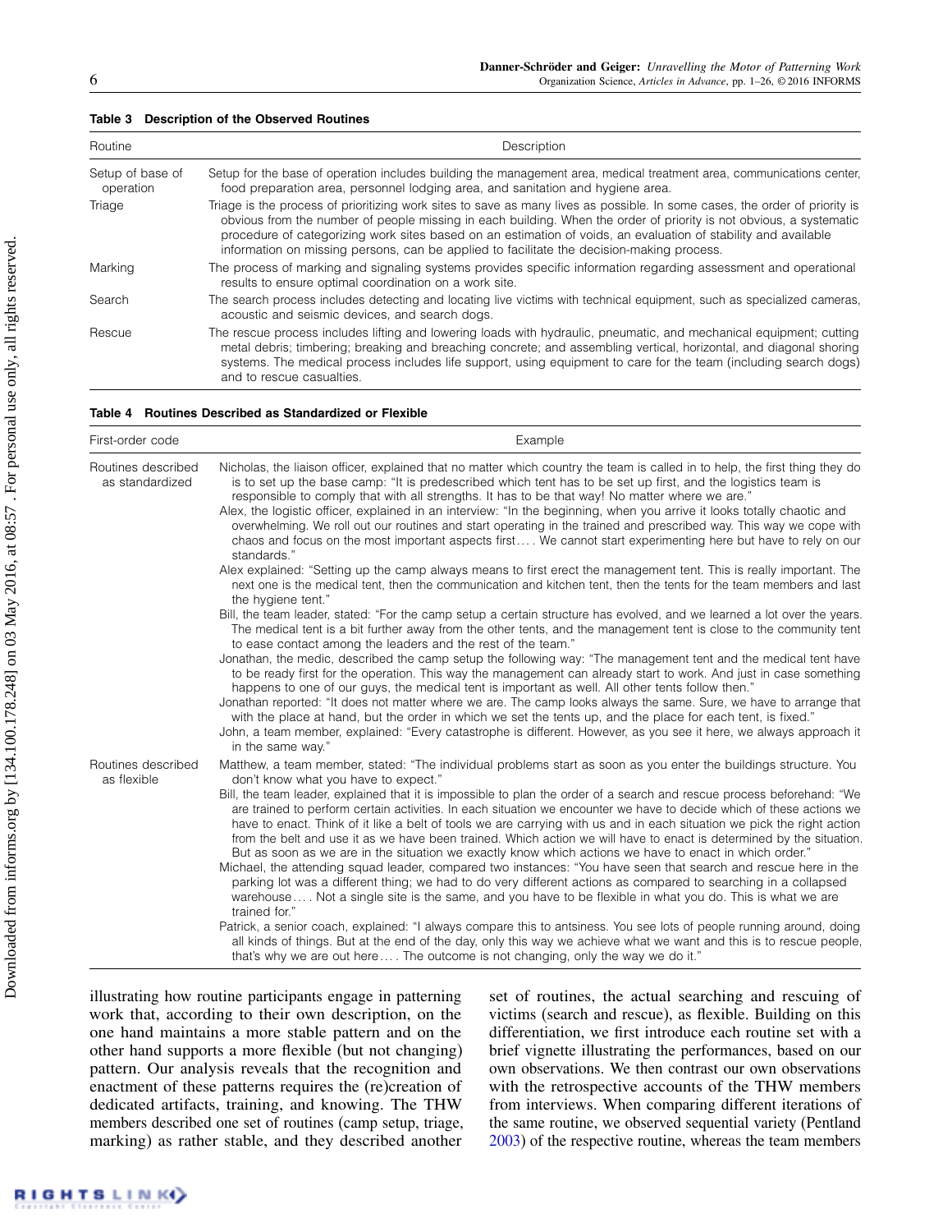**Table 3 Description of the Observed Routines**

| Routine | Description |
|---|---|
| Setup of base of operation | Setup for the base of operation includes building the management area, medical treatment area, communications center, food preparation area, personnel lodging area, and sanitation and hygiene area. |
| Triage | Triage is the process of prioritizing work sites to save as many lives as possible. In some cases, the order of priority is obvious from the number of people missing in each building. When the order of priority is not obvious, a systematic procedure of categorizing work sites based on an estimation of voids, an evaluation of stability and available information on missing persons, can be applied to facilitate the decision-making process. |
| Marking | The process of marking and signaling systems provides specific information regarding assessment and operational results to ensure optimal coordination on a work site. |
| Search | The search process includes detecting and locating live victims with technical equipment, such as specialized cameras, acoustic and seismic devices, and search dogs. |
| Rescue | The rescue process includes lifting and lowering loads with hydraulic, pneumatic, and mechanical equipment; cutting metal debris; timbering; breaking and breaching concrete; and assembling vertical, horizontal, and diagonal shoring systems. The medical process includes life support, using equipment to care for the team (including search dogs) and to rescue casualties. |

**Table 4 Routines Described as Standardized or Flexible**

| First-order code | Example |
|---|---|
| Routines described as standardized | Nicholas, the liaison officer, explained that no matter which country the team is called in to help, the first thing they do is to set up the base camp: "It is predescribed which tent has to be set up first, and the logistics team is responsible to comply that with all strengths. It has to be that way! No matter where we are." |
| | Alex, the logistic officer, explained in an interview: "In the beginning, when you arrive it looks totally chaotic and overwhelming. We roll out our routines and start operating in the trained and prescribed way. This way we cope with chaos and focus on the most important aspects first.... We cannot start experimenting here but have to rely on our standards." |
| | Alex explained: "Setting up the camp always means to first erect the management tent. This is really important. The next one is the medical tent, then the communication and kitchen tent, then the tents for the team members and last the hygiene tent." |
| | Bill, the team leader, stated: "For the camp setup a certain structure has evolved, and we learned a lot over the years. The medical tent is a bit further away from the other tents, and the management tent is close to the community tent to ease contact among the leaders and the rest of the team." |
| | Jonathan, the medic, described the camp setup the following way: "The management tent and the medical tent have to be ready first for the operation. This way the management can already start to work. And just in case something happens to one of our guys, the medical tent is important as well. All other tents follow then." |
| | Jonathan reported: "It does not matter where we are. The camp looks always the same. Sure, we have to arrange that with the place at hand, but the order in which we set the tents up, and the place for each tent, is fixed." |
| | John, a team member, explained: "Every catastrophe is different. However, as you see it here, we always approach it in the same way." |
| Routines described as flexible | Matthew, a team member, stated: "The individual problems start as soon as you enter the buildings structure. You don't know what you have to expect." |
| | Bill, the team leader, explained that it is impossible to plan the order of a search and rescue process beforehand: "We are trained to perform certain activities. In each situation we encounter we have to decide which of these actions we have to enact. Think of it like a belt of tools we are carrying with us and in each situation we pick the right action from the belt and use it as we have been trained. Which action we will have to enact is determined by the situation. But as soon as we are in the situation we exactly know which actions we have to enact in which order." |
| | Michael, the attending squad leader, compared two instances: "You have seen that search and rescue here in the parking lot was a different thing; we had to do very different actions as compared to searching in a collapsed warehouse.... Not a single site is the same, and you have to be flexible in what you do. This is what we are trained for." |
| | Patrick, a senior coach, explained: "I always compare this to antsiness. You see lots of people running around, doing all kinds of things. But at the end of the day, only this way we achieve what we want and this is to rescue people, that's why we are out here.... The outcome is not changing, only the way we do it." |

illustrating how routine participants engage in patterning work that, according to their own description, on the one hand maintains a more stable pattern and on the other hand supports a more flexible (but not changing) pattern. Our analysis reveals that the recognition and enactment of these patterns requires the (re)creation of dedicated artifacts, training, and knowing. The THW members described one set of routines (camp setup, triage, marking) as rather stable, and they described another set of routines, the actual searching and rescuing of victims (search and rescue), as flexible. Building on this differentiation, we first introduce each routine set with a brief vignette illustrating the performances, based on our own observations. We then contrast our own observations with the retrospective accounts of the THW members from interviews. When comparing different iterations of the same routine, we observed sequential variety (Pentland 2003) of the respective routine, whereas the team members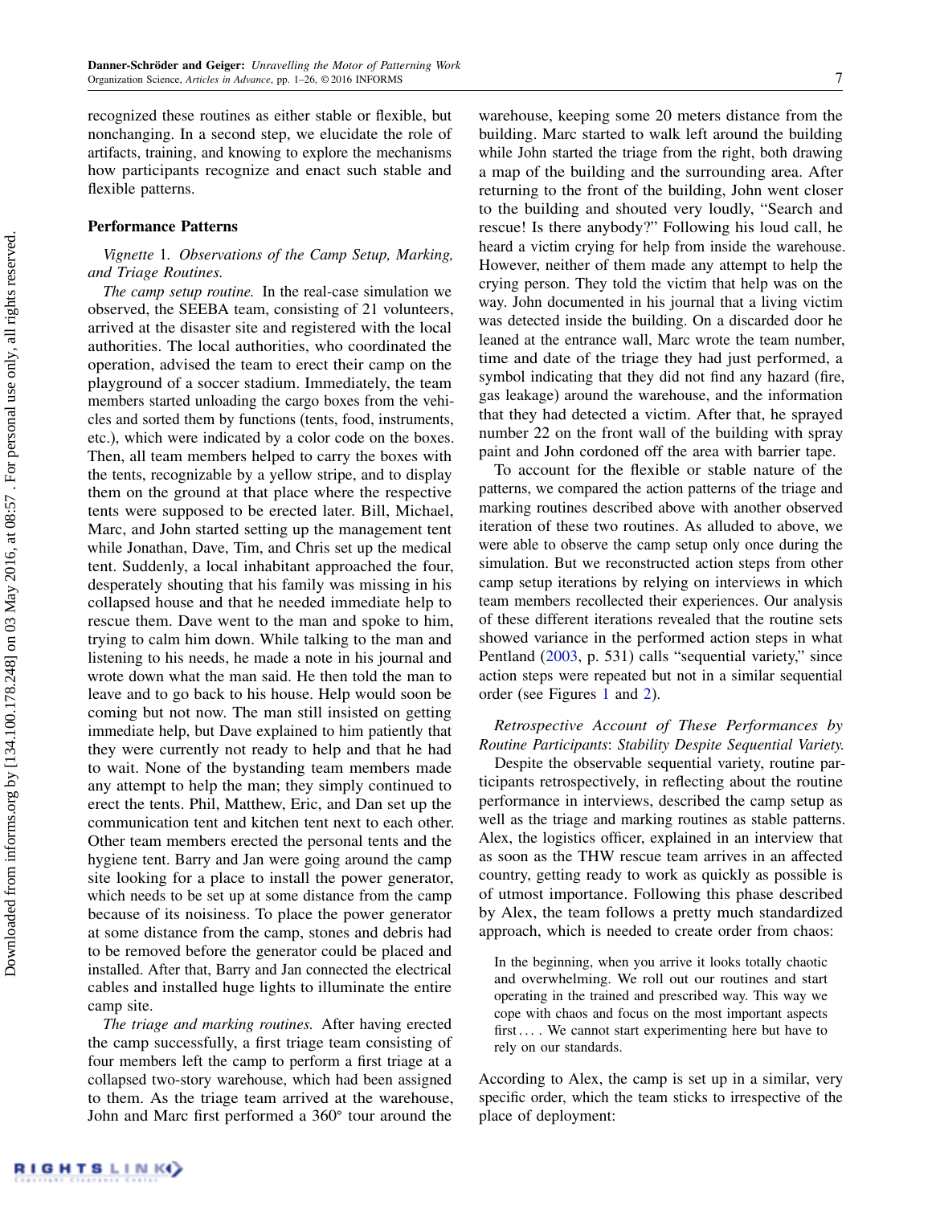recognized these routines as either stable or flexible, but nonchanging. In a second step, we elucidate the role of artifacts, training, and knowing to explore the mechanisms how participants recognize and enact such stable and flexible patterns.

### Performance Patterns

*Vignette 1. Observations of the Camp Setup, Marking, and Triage Routines.*

*The camp setup routine.* In the real-case simulation we observed, the SEEBA team, consisting of 21 volunteers, arrived at the disaster site and registered with the local authorities. The local authorities, who coordinated the operation, advised the team to erect their camp on the playground of a soccer stadium. Immediately, the team members started unloading the cargo boxes from the vehicles and sorted them by functions (tents, food, instruments, etc.), which were indicated by a color code on the boxes. Then, all team members helped to carry the boxes with the tents, recognizable by a yellow stripe, and to display them on the ground at that place where the respective tents were supposed to be erected later. Bill, Michael, Marc, and John started setting up the management tent while Jonathan, Dave, Tim, and Chris set up the medical tent. Suddenly, a local inhabitant approached the four, desperately shouting that his family was missing in his collapsed house and that he needed immediate help to rescue them. Dave went to the man and spoke to him, trying to calm him down. While talking to the man and listening to his needs, he made a note in his journal and wrote down what the man said. He then told the man to leave and to go back to his house. Help would soon be coming but not now. The man still insisted on getting immediate help, but Dave explained to him patiently that they were currently not ready to help and that he had to wait. None of the bystanding team members made any attempt to help the man; they simply continued to erect the tents. Phil, Matthew, Eric, and Dan set up the communication tent and kitchen tent next to each other. Other team members erected the personal tents and the hygiene tent. Barry and Jan were going around the camp site looking for a place to install the power generator, which needs to be set up at some distance from the camp because of its noisiness. To place the power generator at some distance from the camp, stones and debris had to be removed before the generator could be placed and installed. After that, Barry and Jan connected the electrical cables and installed huge lights to illuminate the entire camp site.

*The triage and marking routines.* After having erected the camp successfully, a first triage team consisting of four members left the camp to perform a first triage at a collapsed two-story warehouse, which had been assigned to them. As the triage team arrived at the warehouse, John and Marc first performed a 360° tour around the warehouse, keeping some 20 meters distance from the building. Marc started to walk left around the building while John started the triage from the right, both drawing a map of the building and the surrounding area. After returning to the front of the building, John went closer to the building and shouted very loudly, "Search and rescue! Is there anybody?" Following his loud call, he heard a victim crying for help from inside the warehouse. However, neither of them made any attempt to help the crying person. They told the victim that help was on the way. John documented in his journal that a living victim was detected inside the building. On a discarded door he leaned at the entrance wall, Marc wrote the team number, time and date of the triage they had just performed, a symbol indicating that they did not find any hazard (fire, gas leakage) around the warehouse, and the information that they had detected a victim. After that, he sprayed number 22 on the front wall of the building with spray paint and John cordoned off the area with barrier tape.

To account for the flexible or stable nature of the patterns, we compared the action patterns of the triage and marking routines described above with another observed iteration of these two routines. As alluded to above, we were able to observe the camp setup only once during the simulation. But we reconstructed action steps from other camp setup iterations by relying on interviews in which team members recollected their experiences. Our analysis of these different iterations revealed that the routine sets showed variance in the performed action steps in what Pentland (2003, p. 531) calls "sequential variety," since action steps were repeated but not in a similar sequential order (see Figures 1 and 2).

*Retrospective Account of These Performances by Routine Participants: Stability Despite Sequential Variety.* Despite the observable sequential variety, routine participants retrospectively, in reflecting about the routine performance in interviews, described the camp setup as well as the triage and marking routines as stable patterns. Alex, the logistics officer, explained in an interview that as soon as the THW rescue team arrives in an affected country, getting ready to work as quickly as possible is of utmost importance. Following this phase described by Alex, the team follows a pretty much standardized approach, which is needed to create order from chaos:

> In the beginning, when you arrive it looks totally chaotic and overwhelming. We roll out our routines and start operating in the trained and prescribed way. This way we cope with chaos and focus on the most important aspects first.... We cannot start experimenting here but have to rely on our standards.

According to Alex, the camp is set up in a similar, very specific order, which the team sticks to irrespective of the place of deployment: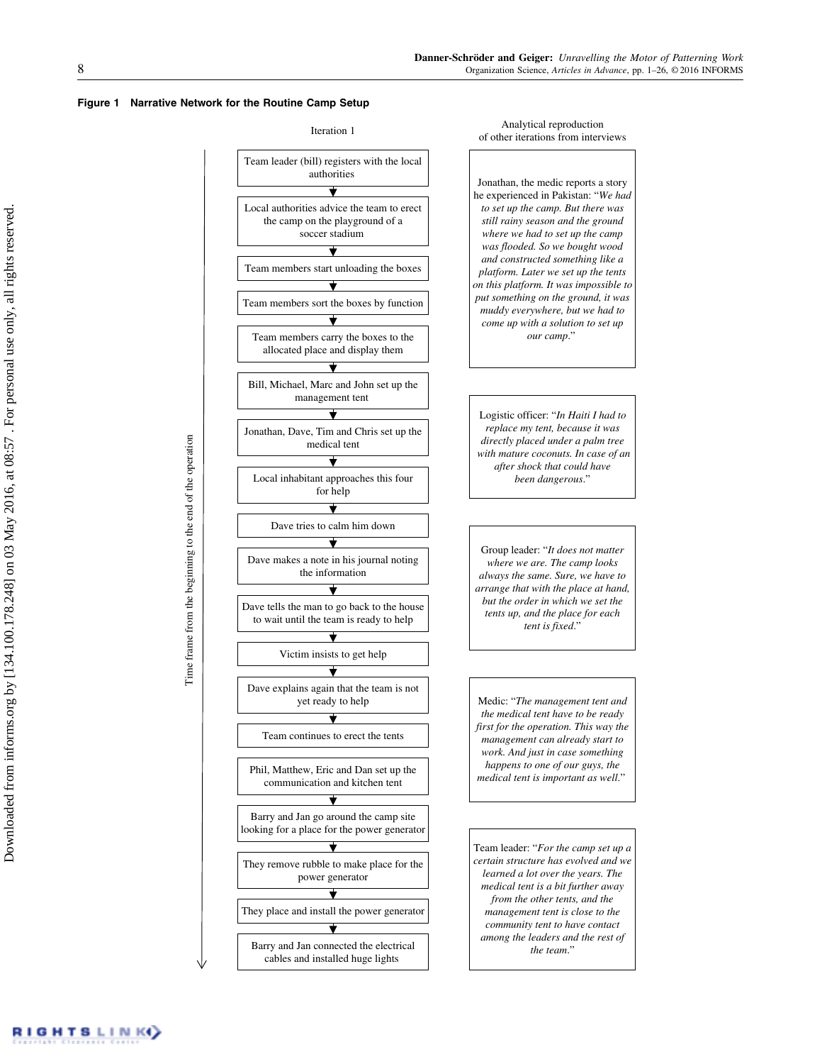**Figure 1 Narrative Network for the Routine Camp Setup**

Iteration 1

Time frame from the beginning to the end of the operation

- Team leader (bill) registers with the local authorities
- Local authorities advice the team to erect the camp on the playground of a soccer stadium
- Team members start unloading the boxes
- Team members sort the boxes by function
- Team members carry the boxes to the allocated place and display them
- Bill, Michael, Marc and John set up the management tent
- Jonathan, Dave, Tim and Chris set up the medical tent
- Local inhabitant approaches this four for help
- Dave tries to calm him down
- Dave makes a note in his journal noting the information
- Dave tells the man to go back to the house to wait until the team is ready to help
- Victim insists to get help
- Dave explains again that the team is not yet ready to help
- Team continues to erect the tents
- Phil, Matthew, Eric and Dan set up the communication and kitchen tent
- Barry and Jan go around the camp site looking for a place for the power generator
- They remove rubble to make place for the power generator
- They place and install the power generator
- Barry and Jan connected the electrical cables and installed huge lights

Analytical reproduction of other iterations from interviews

Jonathan, the medic reports a story he experienced in Pakistan: "*We had to set up the camp. But there was still rainy season and the ground where we had to set up the camp was flooded. So we bought wood and constructed something like a platform. Later we set up the tents on this platform. It was impossible to put something on the ground, it was muddy everywhere, but we had to come up with a solution to set up our camp.*"

Logistic officer: "*In Haiti I had to replace my tent, because it was directly placed under a palm tree with mature coconuts. In case of an after shock that could have been dangerous.*"

Group leader: "*It does not matter where we are. The camp looks always the same. Sure, we have to arrange that with the place at hand, but the order in which we set the tents up, and the place for each tent is fixed.*"

Medic: "*The management tent and the medical tent have to be ready first for the operation. This way the management can already start to work. And just in case something happens to one of our guys, the medical tent is important as well.*"

Team leader: "*For the camp set up a certain structure has evolved and we learned a lot over the years. The medical tent is a bit further away from the other tents, and the management tent is close to the community tent to have contact among the leaders and the rest of the team.*"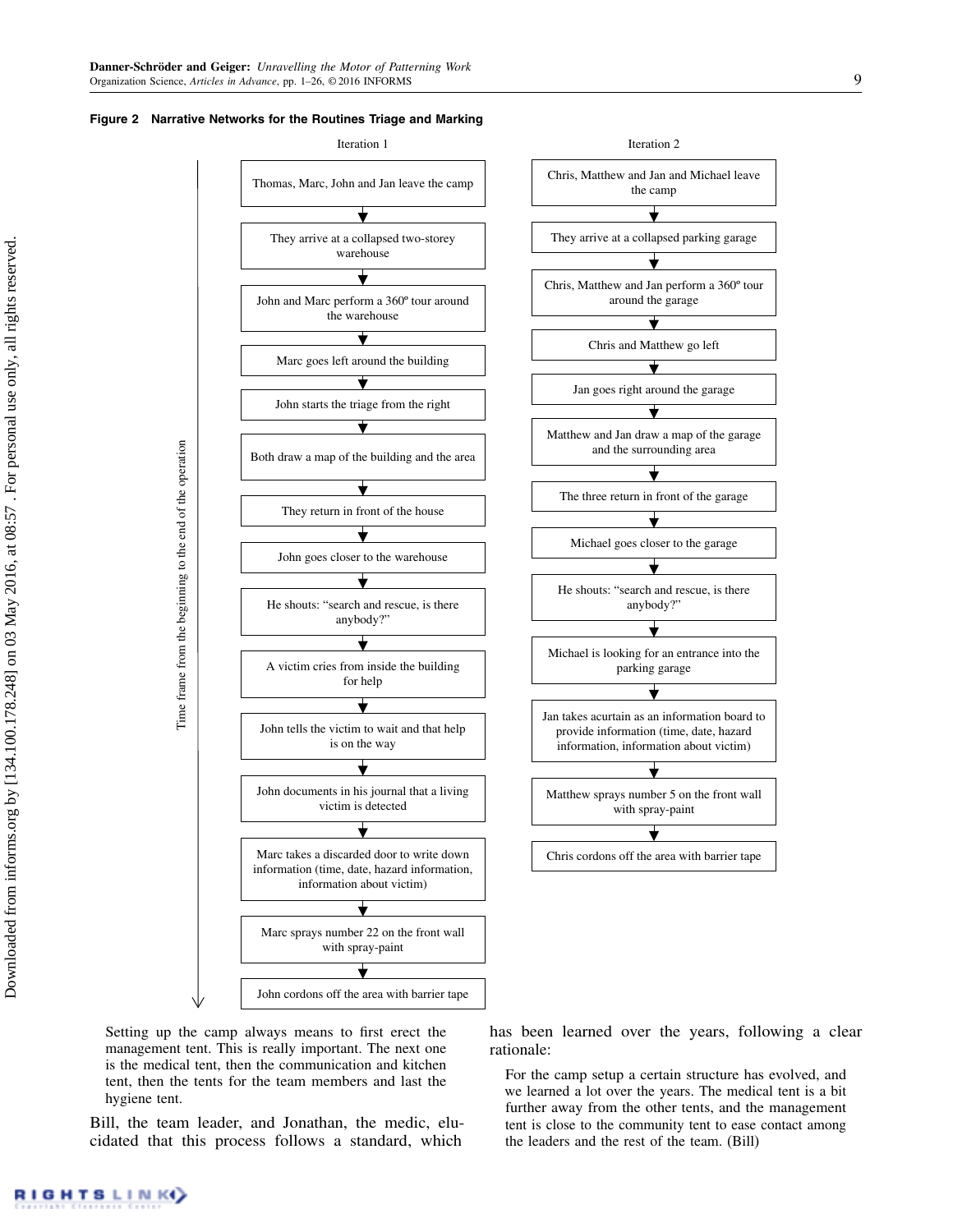**Figure 2 Narrative Networks for the Routines Triage and Marking**

Time frame from the beginning to the end of the operation

**Iteration 1**

1. Thomas, Marc, John and Jan leave the camp
2. They arrive at a collapsed two-storey warehouse
3. John and Marc perform a 360º tour around the warehouse
4. Marc goes left around the building
5. John starts the triage from the right
6. Both draw a map of the building and the area
7. They return in front of the house
8. John goes closer to the warehouse
9. He shouts: "search and rescue, is there anybody?"
10. A victim cries from inside the building for help
11. John tells the victim to wait and that help is on the way
12. John documents in his journal that a living victim is detected
13. Marc takes a discarded door to write down information (time, date, hazard information, information about victim)
14. Marc sprays number 22 on the front wall with spray-paint
15. John cordons off the area with barrier tape

**Iteration 2**

1. Chris, Matthew and Jan and Michael leave the camp
2. They arrive at a collapsed parking garage
3. Chris, Matthew and Jan perform a 360º tour around the garage
4. Chris and Matthew go left
5. Jan goes right around the garage
6. Matthew and Jan draw a map of the garage and the surrounding area
7. The three return in front of the garage
8. Michael goes closer to the garage
9. He shouts: "search and rescue, is there anybody?"
10. Michael is looking for an entrance into the parking garage
11. Jan takes acurtain as an information board to provide information (time, date, hazard information, information about victim)
12. Matthew sprays number 5 on the front wall with spray-paint
13. Chris cordons off the area with barrier tape

> Setting up the camp always means to first erect the management tent. This is really important. The next one is the medical tent, then the communication and kitchen tent, then the tents for the team members and last the hygiene tent.

Bill, the team leader, and Jonathan, the medic, elucidated that this process follows a standard, which has been learned over the years, following a clear rationale:

> For the camp setup a certain structure has evolved, and we learned a lot over the years. The medical tent is a bit further away from the other tents, and the management tent is close to the community tent to ease contact among the leaders and the rest of the team. (Bill)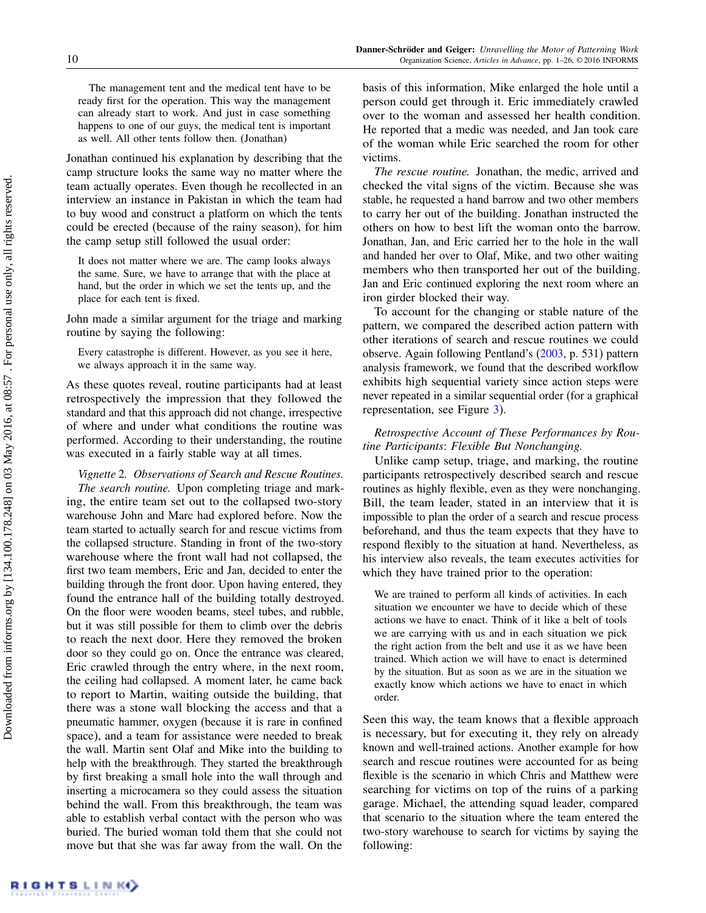> The management tent and the medical tent have to be ready first for the operation. This way the management can already start to work. And just in case something happens to one of our guys, the medical tent is important as well. All other tents follow then. (Jonathan)

Jonathan continued his explanation by describing that the camp structure looks the same way no matter where the team actually operates. Even though he recollected in an interview an instance in Pakistan in which the team had to buy wood and construct a platform on which the tents could be erected (because of the rainy season), for him the camp setup still followed the usual order:

> It does not matter where we are. The camp looks always the same. Sure, we have to arrange that with the place at hand, but the order in which we set the tents up, and the place for each tent is fixed.

John made a similar argument for the triage and marking routine by saying the following:

> Every catastrophe is different. However, as you see it here, we always approach it in the same way.

As these quotes reveal, routine participants had at least retrospectively the impression that they followed the standard and that this approach did not change, irrespective of where and under what conditions the routine was performed. According to their understanding, the routine was executed in a fairly stable way at all times.

*Vignette 2. Observations of Search and Rescue Routines.*

*The search routine.* Upon completing triage and marking, the entire team set out to the collapsed two-story warehouse John and Marc had explored before. Now the team started to actually search for and rescue victims from the collapsed structure. Standing in front of the two-story warehouse where the front wall had not collapsed, the first two team members, Eric and Jan, decided to enter the building through the front door. Upon having entered, they found the entrance hall of the building totally destroyed. On the floor were wooden beams, steel tubes, and rubble, but it was still possible for them to climb over the debris to reach the next door. Here they removed the broken door so they could go on. Once the entrance was cleared, Eric crawled through the entry where, in the next room, the ceiling had collapsed. A moment later, he came back to report to Martin, waiting outside the building, that there was a stone wall blocking the access and that a pneumatic hammer, oxygen (because it is rare in confined space), and a team for assistance were needed to break the wall. Martin sent Olaf and Mike into the building to help with the breakthrough. They started the breakthrough by first breaking a small hole into the wall through and inserting a microcamera so they could assess the situation behind the wall. From this breakthrough, the team was able to establish verbal contact with the person who was buried. The buried woman told them that she could not move but that she was far away from the wall. On the basis of this information, Mike enlarged the hole until a person could get through it. Eric immediately crawled over to the woman and assessed her health condition. He reported that a medic was needed, and Jan took care of the woman while Eric searched the room for other victims.

*The rescue routine.* Jonathan, the medic, arrived and checked the vital signs of the victim. Because she was stable, he requested a hand barrow and two other members to carry her out of the building. Jonathan instructed the others on how to best lift the woman onto the barrow. Jonathan, Jan, and Eric carried her to the hole in the wall and handed her over to Olaf, Mike, and two other waiting members who then transported her out of the building. Jan and Eric continued exploring the next room where an iron girder blocked their way.

To account for the changing or stable nature of the pattern, we compared the described action pattern with other iterations of search and rescue routines we could observe. Again following Pentland's (2003, p. 531) pattern analysis framework, we found that the described workflow exhibits high sequential variety since action steps were never repeated in a similar sequential order (for a graphical representation, see Figure 3).

*Retrospective Account of These Performances by Routine Participants: Flexible But Nonchanging.*

Unlike camp setup, triage, and marking, the routine participants retrospectively described search and rescue routines as highly flexible, even as they were nonchanging. Bill, the team leader, stated in an interview that it is impossible to plan the order of a search and rescue process beforehand, and thus the team expects that they have to respond flexibly to the situation at hand. Nevertheless, as his interview also reveals, the team executes activities for which they have trained prior to the operation:

> We are trained to perform all kinds of activities. In each situation we encounter we have to decide which of these actions we have to enact. Think of it like a belt of tools we are carrying with us and in each situation we pick the right action from the belt and use it as we have been trained. Which action we will have to enact is determined by the situation. But as soon as we are in the situation we exactly know which actions we have to enact in which order.

Seen this way, the team knows that a flexible approach is necessary, but for executing it, they rely on already known and well-trained actions. Another example for how search and rescue routines were accounted for as being flexible is the scenario in which Chris and Matthew were searching for victims on top of the ruins of a parking garage. Michael, the attending squad leader, compared that scenario to the situation where the team entered the two-story warehouse to search for victims by saying the following: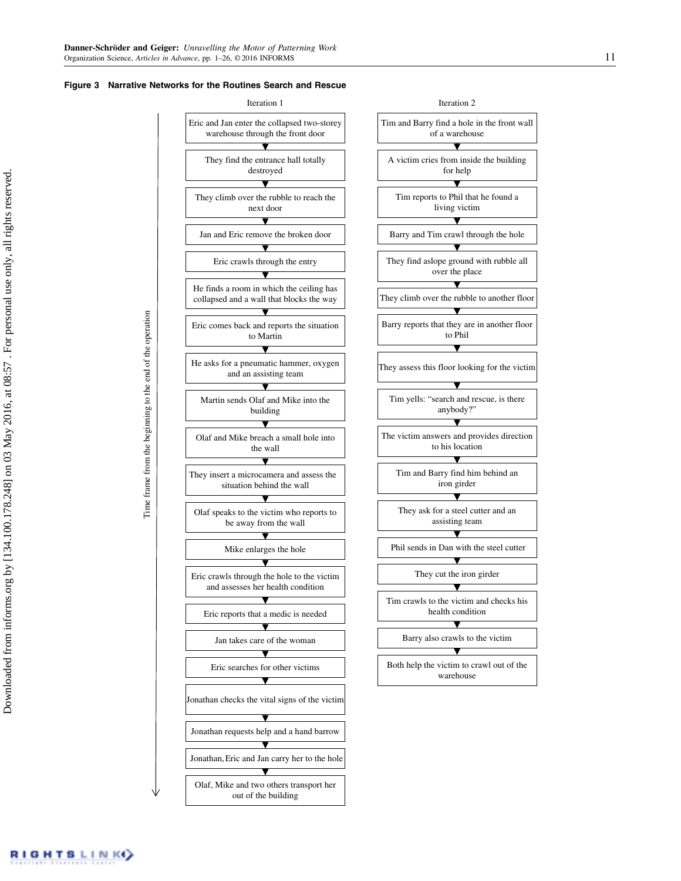**Figure 3 Narrative Networks for the Routines Search and Rescue**

Time frame from the beginning to the end of the operation

**Iteration 1**

1. Eric and Jan enter the collapsed two-storey warehouse through the front door
2. They find the entrance hall totally destroyed
3. They climb over the rubble to reach the next door
4. Jan and Eric remove the broken door
5. Eric crawls through the entry
6. He finds a room in which the ceiling has collapsed and a wall that blocks the way
7. Eric comes back and reports the situation to Martin
8. He asks for a pneumatic hammer, oxygen and an assisting team
9. Martin sends Olaf and Mike into the building
10. Olaf and Mike breach a small hole into the wall
11. They insert a microcamera and assess the situation behind the wall
12. Olaf speaks to the victim who reports to be away from the wall
13. Mike enlarges the hole
14. Eric crawls through the hole to the victim and assesses her health condition
15. Eric reports that a medic is needed
16. Jan takes care of the woman
17. Eric searches for other victims
18. Jonathan checks the vital signs of the victim
19. Jonathan requests help and a hand barrow
20. Jonathan, Eric and Jan carry her to the hole
21. Olaf, Mike and two others transport her out of the building

**Iteration 2**

1. Tim and Barry find a hole in the front wall of a warehouse
2. A victim cries from inside the building for help
3. Tim reports to Phil that he found a living victim
4. Barry and Tim crawl through the hole
5. They find aslope ground with rubble all over the place
6. They climb over the rubble to another floor
7. Barry reports that they are in another floor to Phil
8. They assess this floor looking for the victim
9. Tim yells: "search and rescue, is there anybody?"
10. The victim answers and provides direction to his location
11. Tim and Barry find him behind an iron girder
12. They ask for a steel cutter and an assisting team
13. Phil sends in Dan with the steel cutter
14. They cut the iron girder
15. Tim crawls to the victim and checks his health condition
16. Barry also crawls to the victim
17. Both help the victim to crawl out of the warehouse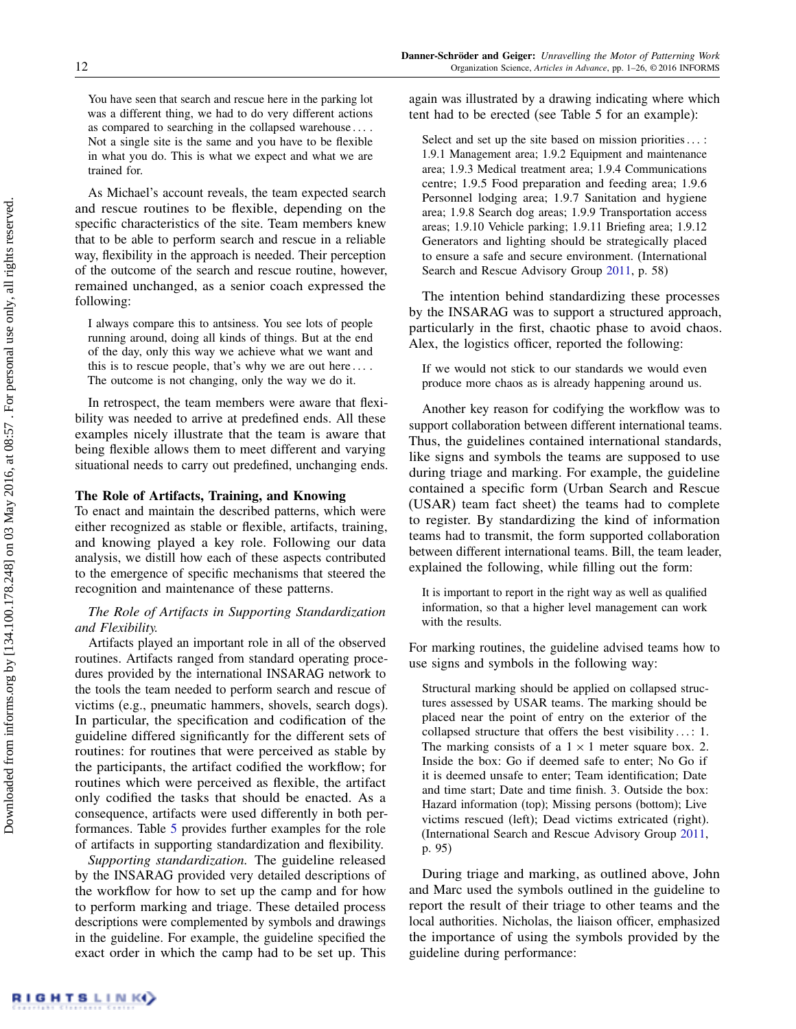> You have seen that search and rescue here in the parking lot was a different thing, we had to do very different actions as compared to searching in the collapsed warehouse . . . . Not a single site is the same and you have to be flexible in what you do. This is what we expect and what we are trained for.

As Michael's account reveals, the team expected search and rescue routines to be flexible, depending on the specific characteristics of the site. Team members knew that to be able to perform search and rescue in a reliable way, flexibility in the approach is needed. Their perception of the outcome of the search and rescue routine, however, remained unchanged, as a senior coach expressed the following:

> I always compare this to antsiness. You see lots of people running around, doing all kinds of things. But at the end of the day, only this way we achieve what we want and this is to rescue people, that's why we are out here . . . . The outcome is not changing, only the way we do it.

In retrospect, the team members were aware that flexibility was needed to arrive at predefined ends. All these examples nicely illustrate that the team is aware that being flexible allows them to meet different and varying situational needs to carry out predefined, unchanging ends.

### The Role of Artifacts, Training, and Knowing

To enact and maintain the described patterns, which were either recognized as stable or flexible, artifacts, training, and knowing played a key role. Following our data analysis, we distill how each of these aspects contributed to the emergence of specific mechanisms that steered the recognition and maintenance of these patterns.

*The Role of Artifacts in Supporting Standardization and Flexibility.* Artifacts played an important role in all of the observed routines. Artifacts ranged from standard operating procedures provided by the international INSARAG network to the tools the team needed to perform search and rescue of victims (e.g., pneumatic hammers, shovels, search dogs). In particular, the specification and codification of the guideline differed significantly for the different sets of routines: for routines that were perceived as stable by the participants, the artifact codified the workflow; for routines which were perceived as flexible, the artifact only codified the tasks that should be enacted. As a consequence, artifacts were used differently in both performances. Table 5 provides further examples for the role of artifacts in supporting standardization and flexibility.

*Supporting standardization.* The guideline released by the INSARAG provided very detailed descriptions of the workflow for how to set up the camp and for how to perform marking and triage. These detailed process descriptions were complemented by symbols and drawings in the guideline. For example, the guideline specified the exact order in which the camp had to be set up. This again was illustrated by a drawing indicating where which tent had to be erected (see Table 5 for an example):

> Select and set up the site based on mission priorities . . . : 1.9.1 Management area; 1.9.2 Equipment and maintenance area; 1.9.3 Medical treatment area; 1.9.4 Communications centre; 1.9.5 Food preparation and feeding area; 1.9.6 Personnel lodging area; 1.9.7 Sanitation and hygiene area; 1.9.8 Search dog areas; 1.9.9 Transportation access areas; 1.9.10 Vehicle parking; 1.9.11 Briefing area; 1.9.12 Generators and lighting should be strategically placed to ensure a safe and secure environment. (International Search and Rescue Advisory Group 2011, p. 58)

The intention behind standardizing these processes by the INSARAG was to support a structured approach, particularly in the first, chaotic phase to avoid chaos. Alex, the logistics officer, reported the following:

> If we would not stick to our standards we would even produce more chaos as is already happening around us.

Another key reason for codifying the workflow was to support collaboration between different international teams. Thus, the guidelines contained international standards, like signs and symbols the teams are supposed to use during triage and marking. For example, the guideline contained a specific form (Urban Search and Rescue (USAR) team fact sheet) the teams had to complete to register. By standardizing the kind of information teams had to transmit, the form supported collaboration between different international teams. Bill, the team leader, explained the following, while filling out the form:

> It is important to report in the right way as well as qualified information, so that a higher level management can work with the results.

For marking routines, the guideline advised teams how to use signs and symbols in the following way:

> Structural marking should be applied on collapsed structures assessed by USAR teams. The marking should be placed near the point of entry on the exterior of the collapsed structure that offers the best visibility . . . : 1. The marking consists of a 1 × 1 meter square box. 2. Inside the box: Go if deemed safe to enter; No Go if it is deemed unsafe to enter; Team identification; Date and time start; Date and time finish. 3. Outside the box: Hazard information (top); Missing persons (bottom); Live victims rescued (left); Dead victims extricated (right). (International Search and Rescue Advisory Group 2011, p. 95)

During triage and marking, as outlined above, John and Marc used the symbols outlined in the guideline to report the result of their triage to other teams and the local authorities. Nicholas, the liaison officer, emphasized the importance of using the symbols provided by the guideline during performance: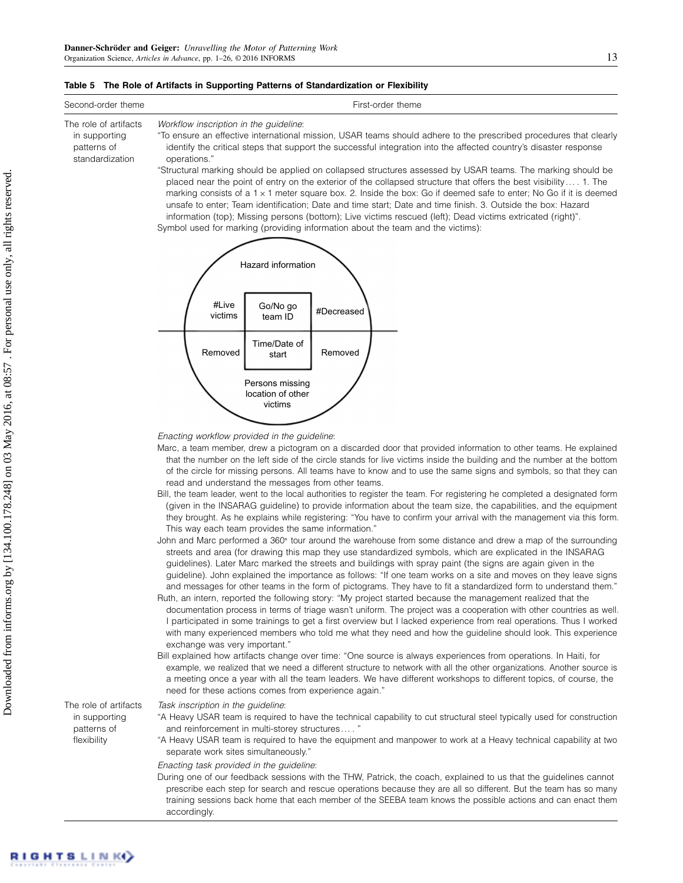**Table 5 The Role of Artifacts in Supporting Patterns of Standardization or Flexibility**

| Second-order theme | First-order theme |
|---|---|
| The role of artifacts in supporting patterns of standardization | *Workflow inscription in the guideline*:<br>"To ensure an effective international mission, USAR teams should adhere to the prescribed procedures that clearly identify the critical steps that support the successful integration into the affected country's disaster response operations."<br>"Structural marking should be applied on collapsed structures assessed by USAR teams. The marking should be placed near the point of entry on the exterior of the collapsed structure that offers the best visibility.... 1. The marking consists of a 1 × 1 meter square box. 2. Inside the box: Go if deemed safe to enter; No Go if it is deemed unsafe to enter; Team identification; Date and time start; Date and time finish. 3. Outside the box: Hazard information (top); Missing persons (bottom); Live victims rescued (left); Dead victims extricated (right)".<br>Symbol used for marking (providing information about the team and the victims):<br>Hazard information; #Live victims; Go/No go team ID; #Decreased; Removed; Time/Date of start; Removed; Persons missing location of other victims<br>*Enacting workflow provided in the guideline*:<br>Marc, a team member, drew a pictogram on a discarded door that provided information to other teams. He explained that the number on the left side of the circle stands for live victims inside the building and the number at the bottom of the circle for missing persons. All teams have to know and to use the same signs and symbols, so that they can read and understand the messages from other teams.<br>Bill, the team leader, went to the local authorities to register the team. For registering he completed a designated form (given in the INSARAG guideline) to provide information about the team size, the capabilities, and the equipment they brought. As he explains while registering: "You have to confirm your arrival with the management via this form. This way each team provides the same information."<br>John and Marc performed a 360° tour around the warehouse from some distance and drew a map of the surrounding streets and area (for drawing this map they use standardized symbols, which are explicated in the INSARAG guidelines). Later Marc marked the streets and buildings with spray paint (the signs are again given in the guideline). John explained the importance as follows: "If one team works on a site and moves on they leave signs and messages for other teams in the form of pictograms. They have to fit a standardized form to understand them."<br>Ruth, an intern, reported the following story: "My project started because the management realized that the documentation process in terms of triage wasn't uniform. The project was a cooperation with other countries as well. I participated in some trainings to get a first overview but I lacked experience from real operations. Thus I worked with many experienced members who told me what they need and how the guideline should look. This experience exchange was very important."<br>Bill explained how artifacts change over time: "One source is always experiences from operations. In Haiti, for example, we realized that we need a different structure to network with all the other organizations. Another source is a meeting once a year with all the team leaders. We have different workshops to different topics, of course, the need for these actions comes from experience again." |
| The role of artifacts in supporting patterns of flexibility | *Task inscription in the guideline*:<br>"A Heavy USAR team is required to have the technical capability to cut structural steel typically used for construction and reinforcement in multi-storey structures.... "<br>"A Heavy USAR team is required to have the equipment and manpower to work at a Heavy technical capability at two separate work sites simultaneously."<br>*Enacting task provided in the guideline*:<br>During one of our feedback sessions with the THW, Patrick, the coach, explained to us that the guidelines cannot prescribe each step for search and rescue operations because they are all so different. But the team has so many training sessions back home that each member of the SEEBA team knows the possible actions and can enact them accordingly. |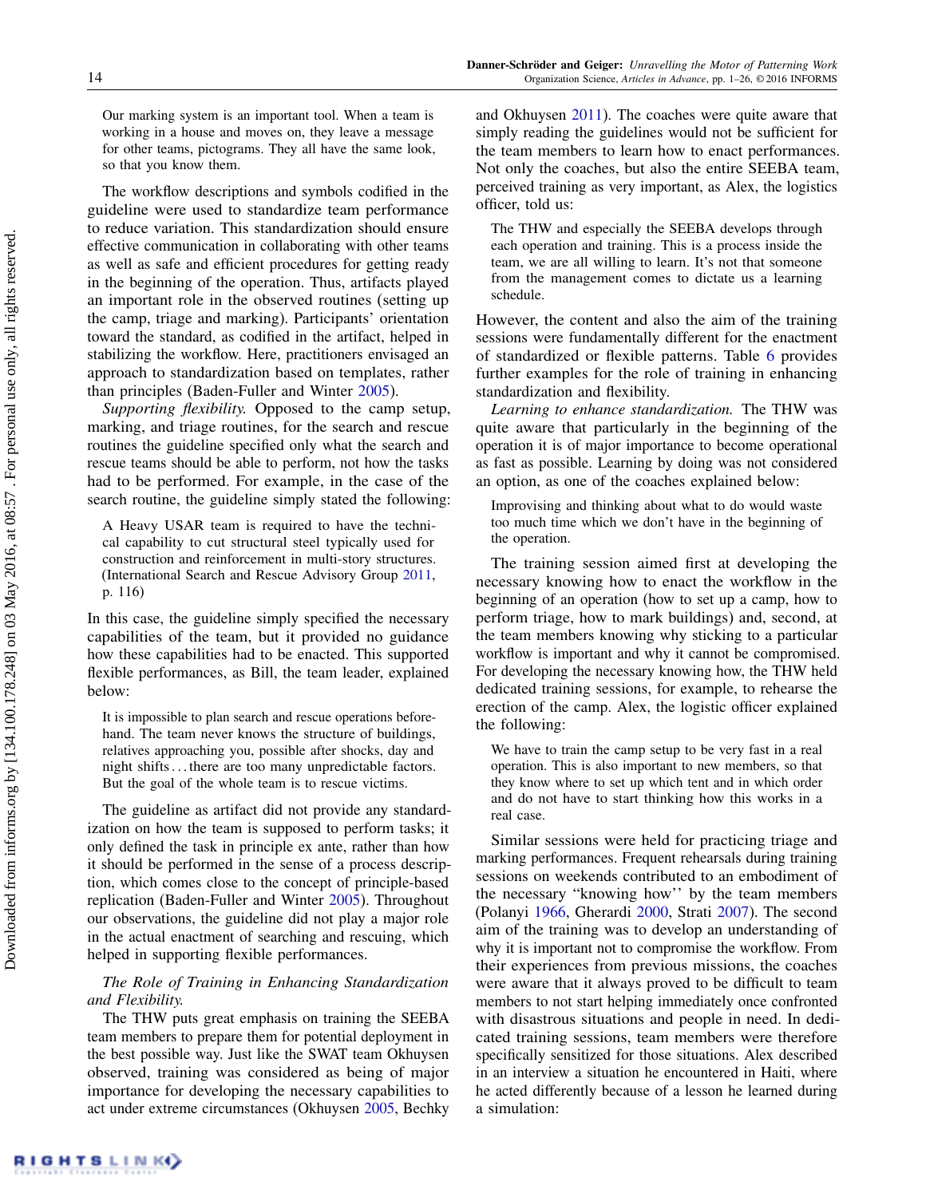> Our marking system is an important tool. When a team is working in a house and moves on, they leave a message for other teams, pictograms. They all have the same look, so that you know them.

The workflow descriptions and symbols codified in the guideline were used to standardize team performance to reduce variation. This standardization should ensure effective communication in collaborating with other teams as well as safe and efficient procedures for getting ready in the beginning of the operation. Thus, artifacts played an important role in the observed routines (setting up the camp, triage and marking). Participants' orientation toward the standard, as codified in the artifact, helped in stabilizing the workflow. Here, practitioners envisaged an approach to standardization based on templates, rather than principles (Baden-Fuller and Winter 2005).

*Supporting flexibility.* Opposed to the camp setup, marking, and triage routines, for the search and rescue routines the guideline specified only what the search and rescue teams should be able to perform, not how the tasks had to be performed. For example, in the case of the search routine, the guideline simply stated the following:

> A Heavy USAR team is required to have the technical capability to cut structural steel typically used for construction and reinforcement in multi-story structures. (International Search and Rescue Advisory Group 2011, p. 116)

In this case, the guideline simply specified the necessary capabilities of the team, but it provided no guidance how these capabilities had to be enacted. This supported flexible performances, as Bill, the team leader, explained below:

> It is impossible to plan search and rescue operations beforehand. The team never knows the structure of buildings, relatives approaching you, possible after shocks, day and night shifts ... there are too many unpredictable factors. But the goal of the whole team is to rescue victims.

The guideline as artifact did not provide any standardization on how the team is supposed to perform tasks; it only defined the task in principle ex ante, rather than how it should be performed in the sense of a process description, which comes close to the concept of principle-based replication (Baden-Fuller and Winter 2005). Throughout our observations, the guideline did not play a major role in the actual enactment of searching and rescuing, which helped in supporting flexible performances.

*The Role of Training in Enhancing Standardization and Flexibility.*

The THW puts great emphasis on training the SEEBA team members to prepare them for potential deployment in the best possible way. Just like the SWAT team Okhuysen observed, training was considered as being of major importance for developing the necessary capabilities to act under extreme circumstances (Okhuysen 2005, Bechky and Okhuysen 2011). The coaches were quite aware that simply reading the guidelines would not be sufficient for the team members to learn how to enact performances. Not only the coaches, but also the entire SEEBA team, perceived training as very important, as Alex, the logistics officer, told us:

> The THW and especially the SEEBA develops through each operation and training. This is a process inside the team, we are all willing to learn. It's not that someone from the management comes to dictate us a learning schedule.

However, the content and also the aim of the training sessions were fundamentally different for the enactment of standardized or flexible patterns. Table 6 provides further examples for the role of training in enhancing standardization and flexibility.

*Learning to enhance standardization.* The THW was quite aware that particularly in the beginning of the operation it is of major importance to become operational as fast as possible. Learning by doing was not considered an option, as one of the coaches explained below:

> Improvising and thinking about what to do would waste too much time which we don't have in the beginning of the operation.

The training session aimed first at developing the necessary knowing how to enact the workflow in the beginning of an operation (how to set up a camp, how to perform triage, how to mark buildings) and, second, at the team members knowing why sticking to a particular workflow is important and why it cannot be compromised. For developing the necessary knowing how, the THW held dedicated training sessions, for example, to rehearse the erection of the camp. Alex, the logistic officer explained the following:

> We have to train the camp setup to be very fast in a real operation. This is also important to new members, so that they know where to set up which tent and in which order and do not have to start thinking how this works in a real case.

Similar sessions were held for practicing triage and marking performances. Frequent rehearsals during training sessions on weekends contributed to an embodiment of the necessary "knowing how" by the team members (Polanyi 1966, Gherardi 2000, Strati 2007). The second aim of the training was to develop an understanding of why it is important not to compromise the workflow. From their experiences from previous missions, the coaches were aware that it always proved to be difficult to team members to not start helping immediately once confronted with disastrous situations and people in need. In dedicated training sessions, team members were therefore specifically sensitized for those situations. Alex described in an interview a situation he encountered in Haiti, where he acted differently because of a lesson he learned during a simulation: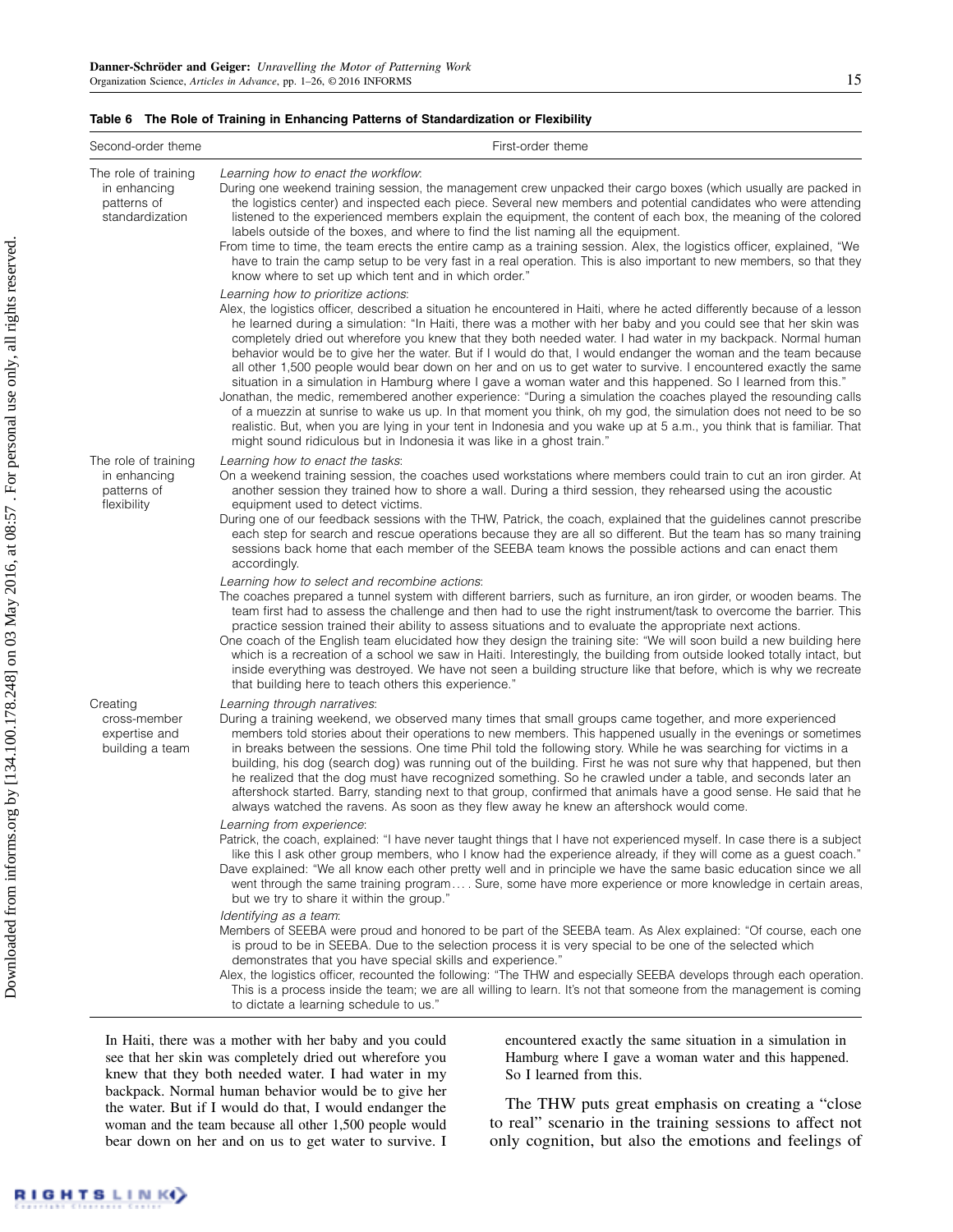**Table 6 The Role of Training in Enhancing Patterns of Standardization or Flexibility**

| Second-order theme | First-order theme |
|---|---|
| The role of training in enhancing patterns of standardization | *Learning how to enact the workflow*: During one weekend training session, the management crew unpacked their cargo boxes (which usually are packed in the logistics center) and inspected each piece. Several new members and potential candidates who were attending listened to the experienced members explain the equipment, the content of each box, the meaning of the colored labels outside of the boxes, and where to find the list naming all the equipment. From time to time, the team erects the entire camp as a training session. Alex, the logistics officer, explained, "We have to train the camp setup to be very fast in a real operation. This is also important to new members, so that they know where to set up which tent and in which order." |
| | *Learning how to prioritize actions*: Alex, the logistics officer, described a situation he encountered in Haiti, where he acted differently because of a lesson he learned during a simulation: "In Haiti, there was a mother with her baby and you could see that her skin was completely dried out wherefore you knew that they both needed water. I had water in my backpack. Normal human behavior would be to give her the water. But if I would do that, I would endanger the woman and the team because all other 1,500 people would bear down on her and on us to get water to survive. I encountered exactly the same situation in a simulation in Hamburg where I gave a woman water and this happened. So I learned from this." Jonathan, the medic, remembered another experience: "During a simulation the coaches played the resounding calls of a muezzin at sunrise to wake us up. In that moment you think, oh my god, the simulation does not need to be so realistic. But, when you are lying in your tent in Indonesia and you wake up at 5 a.m., you think that is familiar. That might sound ridiculous but in Indonesia it was like in a ghost train." |
| The role of training in enhancing patterns of flexibility | *Learning how to enact the tasks*: On a weekend training session, the coaches used workstations where members could train to cut an iron girder. At another session they trained how to shore a wall. During a third session, they rehearsed using the acoustic equipment used to detect victims. During one of our feedback sessions with the THW, Patrick, the coach, explained that the guidelines cannot prescribe each step for search and rescue operations because they are all so different. But the team has so many training sessions back home that each member of the SEEBA team knows the possible actions and can enact them accordingly. |
| | *Learning how to select and recombine actions*: The coaches prepared a tunnel system with different barriers, such as furniture, an iron girder, or wooden beams. The team first had to assess the challenge and then had to use the right instrument/task to overcome the barrier. This practice session trained their ability to assess situations and to evaluate the appropriate next actions. One coach of the English team elucidated how they design the training site: "We will soon build a new building here which is a recreation of a school we saw in Haiti. Interestingly, the building from outside looked totally intact, but inside everything was destroyed. We have not seen a building structure like that before, which is why we recreate that building here to teach others this experience." |
| Creating cross-member expertise and building a team | *Learning through narratives*: During a training weekend, we observed many times that small groups came together, and more experienced members told stories about their operations to new members. This happened usually in the evenings or sometimes in breaks between the sessions. One time Phil told the following story. While he was searching for victims in a building, his dog (search dog) was running out of the building. First he was not sure why that happened, but then he realized that the dog must have recognized something. So he crawled under a table, and seconds later an aftershock started. Barry, standing next to that group, confirmed that animals have a good sense. He said that he always watched the ravens. As soon as they flew away he knew an aftershock would come. |
| | *Learning from experience*: Patrick, the coach, explained: "I have never taught things that I have not experienced myself. In case there is a subject like this I ask other group members, who I know had the experience already, if they will come as a guest coach." Dave explained: "We all know each other pretty well and in principle we have the same basic education since we all went through the same training program.... Sure, some have more experience or more knowledge in certain areas, but we try to share it within the group." |
| | *Identifying as a team*: Members of SEEBA were proud and honored to be part of the SEEBA team. As Alex explained: "Of course, each one is proud to be in SEEBA. Due to the selection process it is very special to be one of the selected which demonstrates that you have special skills and experience." Alex, the logistics officer, recounted the following: "The THW and especially SEEBA develops through each operation. This is a process inside the team; we are all willing to learn. It's not that someone from the management is coming to dictate a learning schedule to us." |

In Haiti, there was a mother with her baby and you could see that her skin was completely dried out wherefore you knew that they both needed water. I had water in my backpack. Normal human behavior would be to give her the water. But if I would do that, I would endanger the woman and the team because all other 1,500 people would bear down on her and on us to get water to survive. I encountered exactly the same situation in a simulation in Hamburg where I gave a woman water and this happened. So I learned from this.

The THW puts great emphasis on creating a "close to real" scenario in the training sessions to affect not only cognition, but also the emotions and feelings of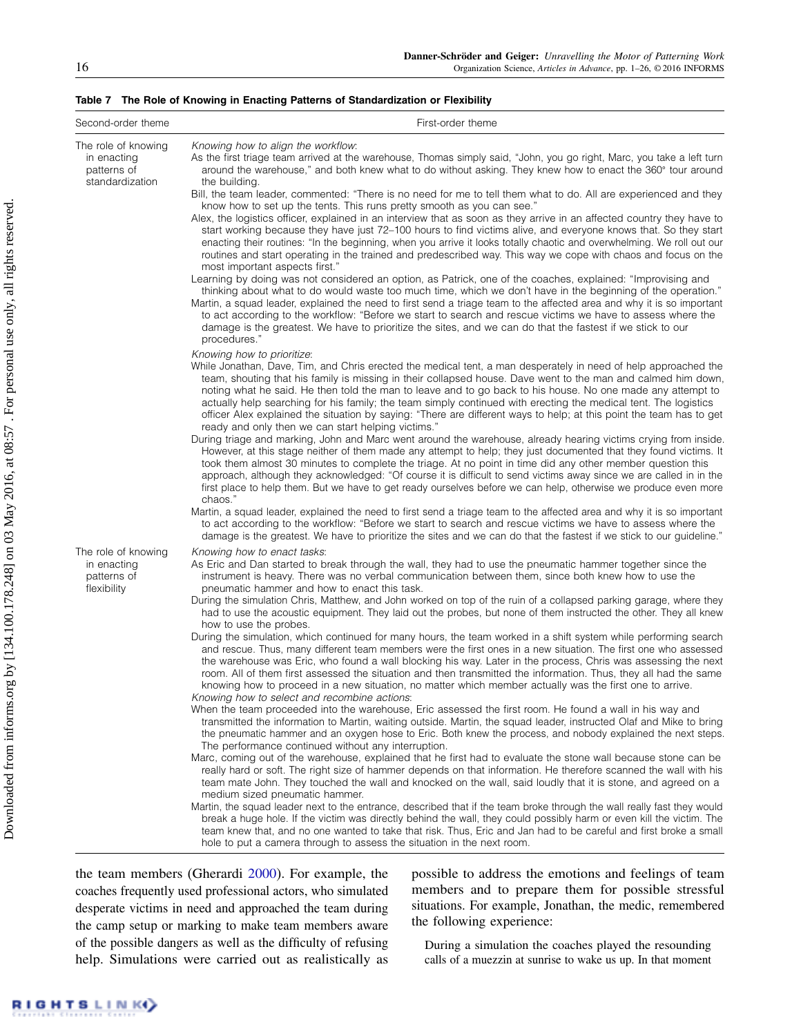**Table 7 The Role of Knowing in Enacting Patterns of Standardization or Flexibility**

| Second-order theme | First-order theme |
|---|---|
| The role of knowing in enacting patterns of standardization | *Knowing how to align the workflow*:<br>As the first triage team arrived at the warehouse, Thomas simply said, "John, you go right, Marc, you take a left turn around the warehouse," and both knew what to do without asking. They knew how to enact the 360° tour around the building.<br>Bill, the team leader, commented: "There is no need for me to tell them what to do. All are experienced and they know how to set up the tents. This runs pretty smooth as you can see."<br>Alex, the logistics officer, explained in an interview that as soon as they arrive in an affected country they have to start working because they have just 72–100 hours to find victims alive, and everyone knows that. So they start enacting their routines: "In the beginning, when you arrive it looks totally chaotic and overwhelming. We roll out our routines and start operating in the trained and predescribed way. This way we cope with chaos and focus on the most important aspects first."<br>Learning by doing was not considered an option, as Patrick, one of the coaches, explained: "Improvising and thinking about what to do would waste too much time, which we don't have in the beginning of the operation."<br>Martin, a squad leader, explained the need to first send a triage team to the affected area and why it is so important to act according to the workflow: "Before we start to search and rescue victims we have to assess where the damage is the greatest. We have to prioritize the sites, and we can do that the fastest if we stick to our procedures."<br>*Knowing how to prioritize*:<br>While Jonathan, Dave, Tim, and Chris erected the medical tent, a man desperately in need of help approached the team, shouting that his family is missing in their collapsed house. Dave went to the man and calmed him down, noting what he said. He then told the man to leave and to go back to his house. No one made any attempt to actually help searching for his family; the team simply continued with erecting the medical tent. The logistics officer Alex explained the situation by saying: "There are different ways to help; at this point the team has to get ready and only then we can start helping victims."<br>During triage and marking, John and Marc went around the warehouse, already hearing victims crying from inside. However, at this stage neither of them made any attempt to help; they just documented that they found victims. It took them almost 30 minutes to complete the triage. At no point in time did any other member question this approach, although they acknowledged: "Of course it is difficult to send victims away since we are called in in the first place to help them. But we have to get ready ourselves before we can help, otherwise we produce even more chaos."<br>Martin, a squad leader, explained the need to first send a triage team to the affected area and why it is so important to act according to the workflow: "Before we start to search and rescue victims we have to assess where the damage is the greatest. We have to prioritize the sites and we can do that the fastest if we stick to our guideline." |
| The role of knowing in enacting patterns of flexibility | *Knowing how to enact tasks*:<br>As Eric and Dan started to break through the wall, they had to use the pneumatic hammer together since the instrument is heavy. There was no verbal communication between them, since both knew how to use the pneumatic hammer and how to enact this task.<br>During the simulation Chris, Matthew, and John worked on top of the ruin of a collapsed parking garage, where they had to use the acoustic equipment. They laid out the probes, but none of them instructed the other. They all knew how to use the probes.<br>During the simulation, which continued for many hours, the team worked in a shift system while performing search and rescue. Thus, many different team members were the first ones in a new situation. The first one who assessed the warehouse was Eric, who found a wall blocking his way. Later in the process, Chris was assessing the next room. All of them first assessed the situation and then transmitted the information. Thus, they all had the same knowing how to proceed in a new situation, no matter which member actually was the first one to arrive.<br>*Knowing how to select and recombine actions*:<br>When the team proceeded into the warehouse, Eric assessed the first room. He found a wall in his way and transmitted the information to Martin, waiting outside. Martin, the squad leader, instructed Olaf and Mike to bring the pneumatic hammer and an oxygen hose to Eric. Both knew the process, and nobody explained the next steps. The performance continued without any interruption.<br>Marc, coming out of the warehouse, explained that he first had to evaluate the stone wall because stone can be really hard or soft. The right size of hammer depends on that information. He therefore scanned the wall with his team mate John. They touched the wall and knocked on the wall, said loudly that it is stone, and agreed on a medium sized pneumatic hammer.<br>Martin, the squad leader next to the entrance, described that if the team broke through the wall really fast they would break a huge hole. If the victim was directly behind the wall, they could possibly harm or even kill the victim. The team knew that, and no one wanted to take that risk. Thus, Eric and Jan had to be careful and first broke a small hole to put a camera through to assess the situation in the next room. |

the team members (Gherardi 2000). For example, the coaches frequently used professional actors, who simulated desperate victims in need and approached the team during the camp setup or marking to make team members aware of the possible dangers as well as the difficulty of refusing help. Simulations were carried out as realistically as possible to address the emotions and feelings of team members and to prepare them for possible stressful situations. For example, Jonathan, the medic, remembered the following experience:

> During a simulation the coaches played the resounding calls of a muezzin at sunrise to wake us up. In that moment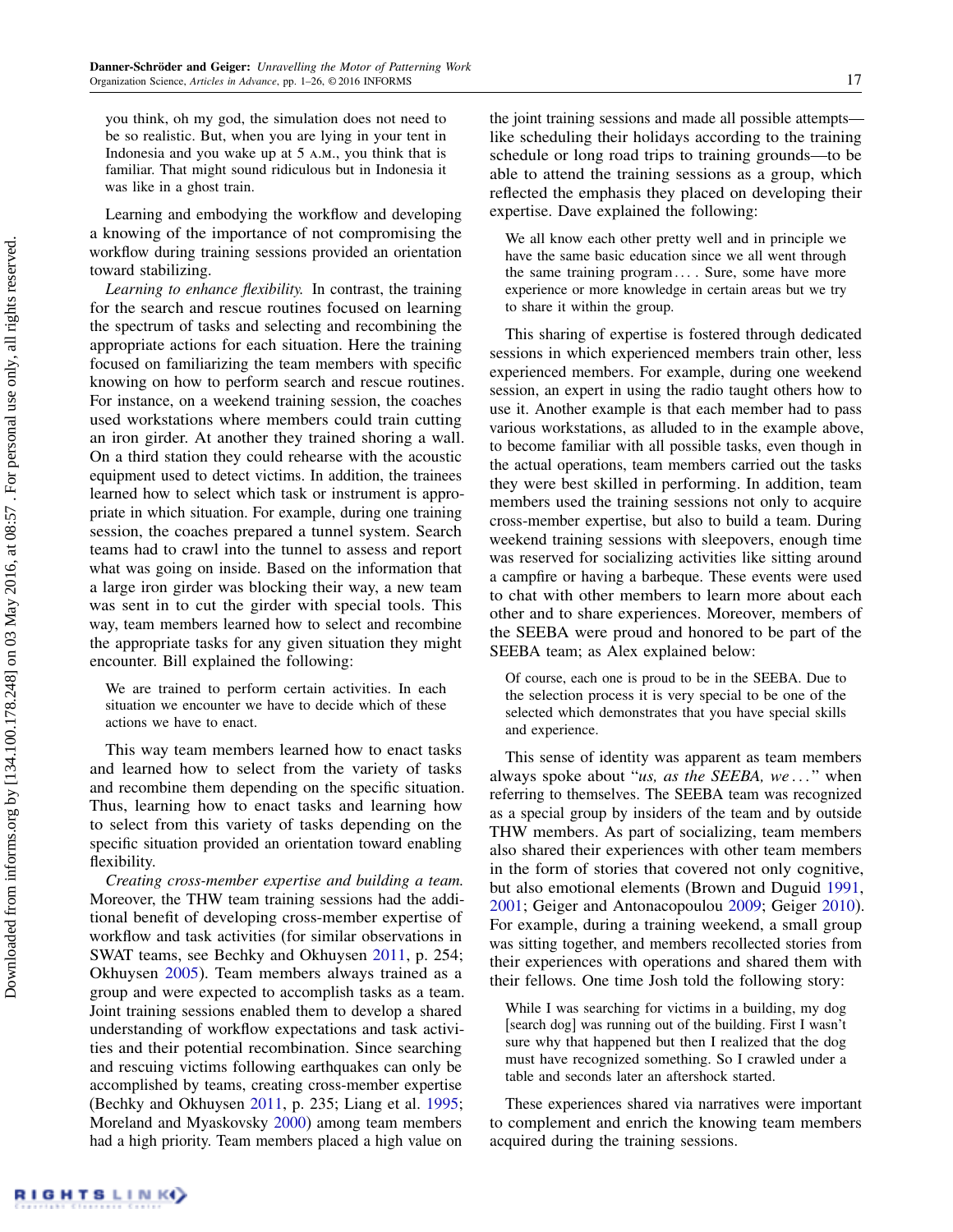you think, oh my god, the simulation does not need to be so realistic. But, when you are lying in your tent in Indonesia and you wake up at 5 A.M., you think that is familiar. That might sound ridiculous but in Indonesia it was like in a ghost train.

Learning and embodying the workflow and developing a knowing of the importance of not compromising the workflow during training sessions provided an orientation toward stabilizing.

*Learning to enhance flexibility.* In contrast, the training for the search and rescue routines focused on learning the spectrum of tasks and selecting and recombining the appropriate actions for each situation. Here the training focused on familiarizing the team members with specific knowing on how to perform search and rescue routines. For instance, on a weekend training session, the coaches used workstations where members could train cutting an iron girder. At another they trained shoring a wall. On a third station they could rehearse with the acoustic equipment used to detect victims. In addition, the trainees learned how to select which task or instrument is appropriate in which situation. For example, during one training session, the coaches prepared a tunnel system. Search teams had to crawl into the tunnel to assess and report what was going on inside. Based on the information that a large iron girder was blocking their way, a new team was sent in to cut the girder with special tools. This way, team members learned how to select and recombine the appropriate tasks for any given situation they might encounter. Bill explained the following:

> We are trained to perform certain activities. In each situation we encounter we have to decide which of these actions we have to enact.

This way team members learned how to enact tasks and learned how to select from the variety of tasks and recombine them depending on the specific situation. Thus, learning how to enact tasks and learning how to select from this variety of tasks depending on the specific situation provided an orientation toward enabling flexibility.

*Creating cross-member expertise and building a team.* Moreover, the THW team training sessions had the additional benefit of developing cross-member expertise of workflow and task activities (for similar observations in SWAT teams, see Bechky and Okhuysen 2011, p. 254; Okhuysen 2005). Team members always trained as a group and were expected to accomplish tasks as a team. Joint training sessions enabled them to develop a shared understanding of workflow expectations and task activities and their potential recombination. Since searching and rescuing victims following earthquakes can only be accomplished by teams, creating cross-member expertise (Bechky and Okhuysen 2011, p. 235; Liang et al. 1995; Moreland and Myaskovsky 2000) among team members had a high priority. Team members placed a high value on the joint training sessions and made all possible attempts—like scheduling their holidays according to the training schedule or long road trips to training grounds—to be able to attend the training sessions as a group, which reflected the emphasis they placed on developing their expertise. Dave explained the following:

> We all know each other pretty well and in principle we have the same basic education since we all went through the same training program.... Sure, some have more experience or more knowledge in certain areas but we try to share it within the group.

This sharing of expertise is fostered through dedicated sessions in which experienced members train other, less experienced members. For example, during one weekend session, an expert in using the radio taught others how to use it. Another example is that each member had to pass various workstations, as alluded to in the example above, to become familiar with all possible tasks, even though in the actual operations, team members carried out the tasks they were best skilled in performing. In addition, team members used the training sessions not only to acquire cross-member expertise, but also to build a team. During weekend training sessions with sleepovers, enough time was reserved for socializing activities like sitting around a campfire or having a barbeque. These events were used to chat with other members to learn more about each other and to share experiences. Moreover, members of the SEEBA were proud and honored to be part of the SEEBA team; as Alex explained below:

> Of course, each one is proud to be in the SEEBA. Due to the selection process it is very special to be one of the selected which demonstrates that you have special skills and experience.

This sense of identity was apparent as team members always spoke about "*us, as the SEEBA, we*..." when referring to themselves. The SEEBA team was recognized as a special group by insiders of the team and by outside THW members. As part of socializing, team members also shared their experiences with other team members in the form of stories that covered not only cognitive, but also emotional elements (Brown and Duguid 1991, 2001; Geiger and Antonacopoulou 2009; Geiger 2010). For example, during a training weekend, a small group was sitting together, and members recollected stories from their experiences with operations and shared them with their fellows. One time Josh told the following story:

> While I was searching for victims in a building, my dog [search dog] was running out of the building. First I wasn't sure why that happened but then I realized that the dog must have recognized something. So I crawled under a table and seconds later an aftershock started.

These experiences shared via narratives were important to complement and enrich the knowing team members acquired during the training sessions.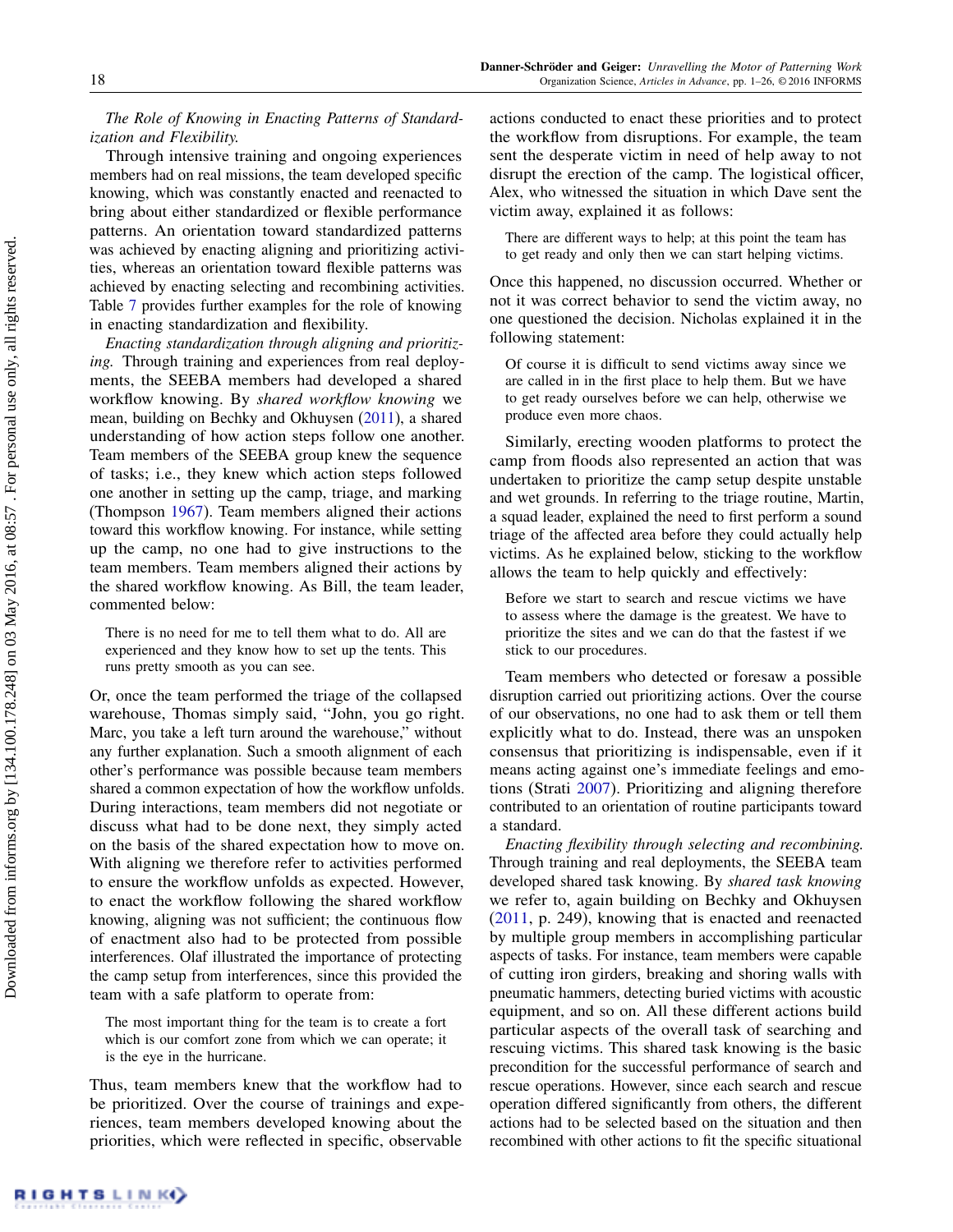*The Role of Knowing in Enacting Patterns of Standardization and Flexibility.*

Through intensive training and ongoing experiences members had on real missions, the team developed specific knowing, which was constantly enacted and reenacted to bring about either standardized or flexible performance patterns. An orientation toward standardized patterns was achieved by enacting aligning and prioritizing activities, whereas an orientation toward flexible patterns was achieved by enacting selecting and recombining activities. Table 7 provides further examples for the role of knowing in enacting standardization and flexibility.

*Enacting standardization through aligning and prioritizing.* Through training and experiences from real deployments, the SEEBA members had developed a shared workflow knowing. By *shared workflow knowing* we mean, building on Bechky and Okhuysen (2011), a shared understanding of how action steps follow one another. Team members of the SEEBA group knew the sequence of tasks; i.e., they knew which action steps followed one another in setting up the camp, triage, and marking (Thompson 1967). Team members aligned their actions toward this workflow knowing. For instance, while setting up the camp, no one had to give instructions to the team members. Team members aligned their actions by the shared workflow knowing. As Bill, the team leader, commented below:

> There is no need for me to tell them what to do. All are experienced and they know how to set up the tents. This runs pretty smooth as you can see.

Or, once the team performed the triage of the collapsed warehouse, Thomas simply said, "John, you go right. Marc, you take a left turn around the warehouse," without any further explanation. Such a smooth alignment of each other's performance was possible because team members shared a common expectation of how the workflow unfolds. During interactions, team members did not negotiate or discuss what had to be done next, they simply acted on the basis of the shared expectation how to move on. With aligning we therefore refer to activities performed to ensure the workflow unfolds as expected. However, to enact the workflow following the shared workflow knowing, aligning was not sufficient; the continuous flow of enactment also had to be protected from possible interferences. Olaf illustrated the importance of protecting the camp setup from interferences, since this provided the team with a safe platform to operate from:

> The most important thing for the team is to create a fort which is our comfort zone from which we can operate; it is the eye in the hurricane.

Thus, team members knew that the workflow had to be prioritized. Over the course of trainings and experiences, team members developed knowing about the priorities, which were reflected in specific, observable actions conducted to enact these priorities and to protect the workflow from disruptions. For example, the team sent the desperate victim in need of help away to not disrupt the erection of the camp. The logistical officer, Alex, who witnessed the situation in which Dave sent the victim away, explained it as follows:

> There are different ways to help; at this point the team has to get ready and only then we can start helping victims.

Once this happened, no discussion occurred. Whether or not it was correct behavior to send the victim away, no one questioned the decision. Nicholas explained it in the following statement:

> Of course it is difficult to send victims away since we are called in in the first place to help them. But we have to get ready ourselves before we can help, otherwise we produce even more chaos.

Similarly, erecting wooden platforms to protect the camp from floods also represented an action that was undertaken to prioritize the camp setup despite unstable and wet grounds. In referring to the triage routine, Martin, a squad leader, explained the need to first perform a sound triage of the affected area before they could actually help victims. As he explained below, sticking to the workflow allows the team to help quickly and effectively:

> Before we start to search and rescue victims we have to assess where the damage is the greatest. We have to prioritize the sites and we can do that the fastest if we stick to our procedures.

Team members who detected or foresaw a possible disruption carried out prioritizing actions. Over the course of our observations, no one had to ask them or tell them explicitly what to do. Instead, there was an unspoken consensus that prioritizing is indispensable, even if it means acting against one's immediate feelings and emotions (Strati 2007). Prioritizing and aligning therefore contributed to an orientation of routine participants toward a standard.

*Enacting flexibility through selecting and recombining.* Through training and real deployments, the SEEBA team developed shared task knowing. By *shared task knowing* we refer to, again building on Bechky and Okhuysen (2011, p. 249), knowing that is enacted and reenacted by multiple group members in accomplishing particular aspects of tasks. For instance, team members were capable of cutting iron girders, breaking and shoring walls with pneumatic hammers, detecting buried victims with acoustic equipment, and so on. All these different actions build particular aspects of the overall task of searching and rescuing victims. This shared task knowing is the basic precondition for the successful performance of search and rescue operations. However, since each search and rescue operation differed significantly from others, the different actions had to be selected based on the situation and then recombined with other actions to fit the specific situational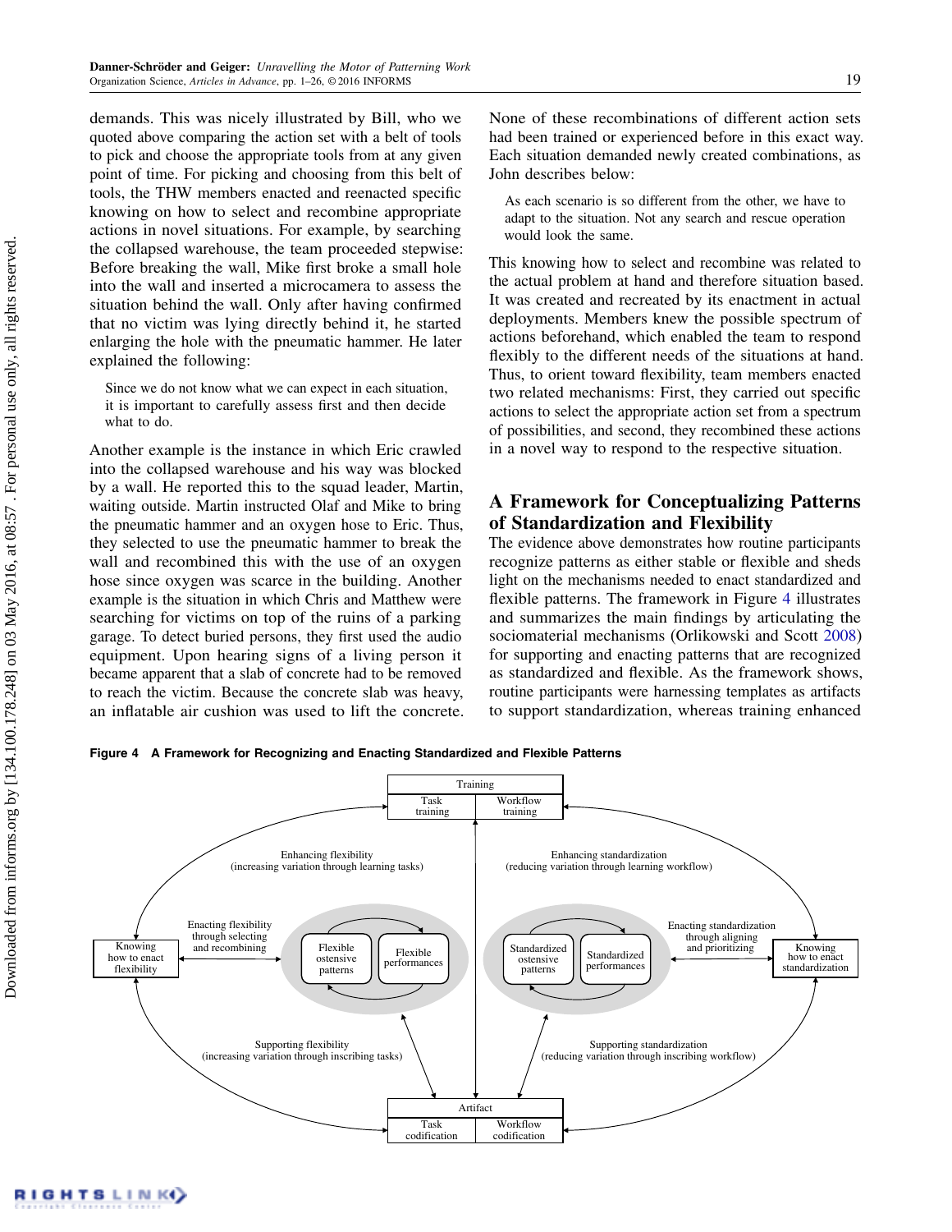demands. This was nicely illustrated by Bill, who we quoted above comparing the action set with a belt of tools to pick and choose the appropriate tools from at any given point of time. For picking and choosing from this belt of tools, the THW members enacted and reenacted specific knowing on how to select and recombine appropriate actions in novel situations. For example, by searching the collapsed warehouse, the team proceeded stepwise: Before breaking the wall, Mike first broke a small hole into the wall and inserted a microcamera to assess the situation behind the wall. Only after having confirmed that no victim was lying directly behind it, he started enlarging the hole with the pneumatic hammer. He later explained the following:

> Since we do not know what we can expect in each situation, it is important to carefully assess first and then decide what to do.

Another example is the instance in which Eric crawled into the collapsed warehouse and his way was blocked by a wall. He reported this to the squad leader, Martin, waiting outside. Martin instructed Olaf and Mike to bring the pneumatic hammer and an oxygen hose to Eric. Thus, they selected to use the pneumatic hammer to break the wall and recombined this with the use of an oxygen hose since oxygen was scarce in the building. Another example is the situation in which Chris and Matthew were searching for victims on top of the ruins of a parking garage. To detect buried persons, they first used the audio equipment. Upon hearing signs of a living person it became apparent that a slab of concrete had to be removed to reach the victim. Because the concrete slab was heavy, an inflatable air cushion was used to lift the concrete. None of these recombinations of different action sets had been trained or experienced before in this exact way. Each situation demanded newly created combinations, as John describes below:

> As each scenario is so different from the other, we have to adapt to the situation. Not any search and rescue operation would look the same.

This knowing how to select and recombine was related to the actual problem at hand and therefore situation based. It was created and recreated by its enactment in actual deployments. Members knew the possible spectrum of actions beforehand, which enabled the team to respond flexibly to the different needs of the situations at hand. Thus, to orient toward flexibility, team members enacted two related mechanisms: First, they carried out specific actions to select the appropriate action set from a spectrum of possibilities, and second, they recombined these actions in a novel way to respond to the respective situation.

## A Framework for Conceptualizing Patterns of Standardization and Flexibility

The evidence above demonstrates how routine participants recognize patterns as either stable or flexible and sheds light on the mechanisms needed to enact standardized and flexible patterns. The framework in Figure 4 illustrates and summarizes the main findings by articulating the sociomaterial mechanisms (Orlikowski and Scott 2008) for supporting and enacting patterns that are recognized as standardized and flexible. As the framework shows, routine participants were harnessing templates as artifacts to support standardization, whereas training enhanced

**Figure 4 A Framework for Recognizing and Enacting Standardized and Flexible Patterns**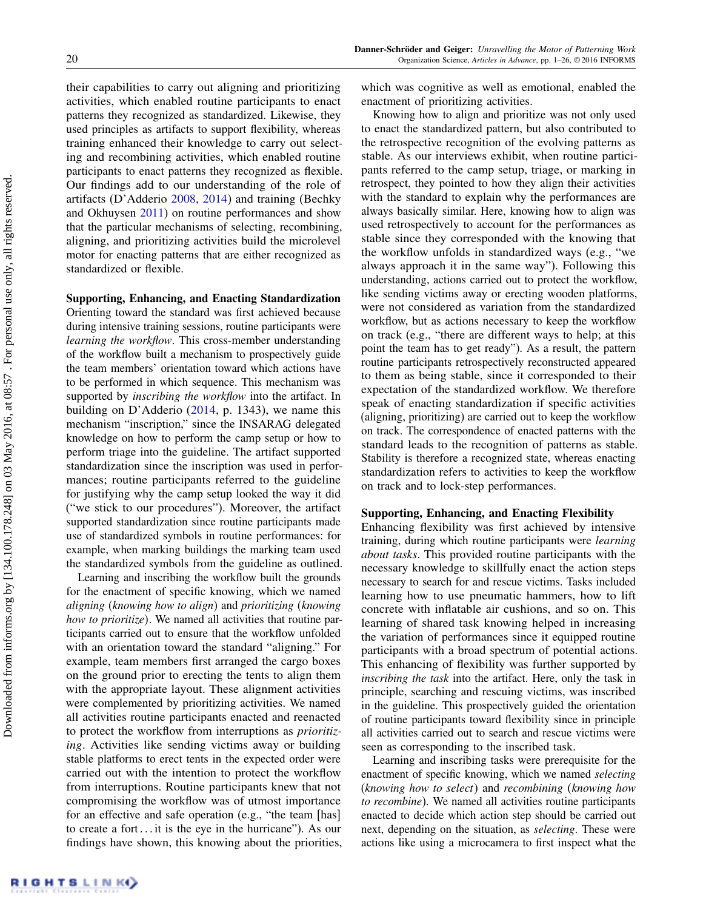their capabilities to carry out aligning and prioritizing activities, which enabled routine participants to enact patterns they recognized as standardized. Likewise, they used principles as artifacts to support flexibility, whereas training enhanced their knowledge to carry out selecting and recombining activities, which enabled routine participants to enact patterns they recognized as flexible. Our findings add to our understanding of the role of artifacts (D'Adderio 2008, 2014) and training (Bechky and Okhuysen 2011) on routine performances and show that the particular mechanisms of selecting, recombining, aligning, and prioritizing activities build the microlevel motor for enacting patterns that are either recognized as standardized or flexible.

**Supporting, Enhancing, and Enacting Standardization**

Orienting toward the standard was first achieved because during intensive training sessions, routine participants were *learning the workflow*. This cross-member understanding of the workflow built a mechanism to prospectively guide the team members' orientation toward which actions have to be performed in which sequence. This mechanism was supported by *inscribing the workflow* into the artifact. In building on D'Adderio (2014, p. 1343), we name this mechanism "inscription," since the INSARAG delegated knowledge on how to perform the camp setup or how to perform triage into the guideline. The artifact supported standardization since the inscription was used in performances; routine participants referred to the guideline for justifying why the camp setup looked the way it did ("we stick to our procedures"). Moreover, the artifact supported standardization since routine participants made use of standardized symbols in routine performances: for example, when marking buildings the marking team used the standardized symbols from the guideline as outlined.

Learning and inscribing the workflow built the grounds for the enactment of specific knowing, which we named *aligning* (*knowing how to align*) and *prioritizing* (*knowing how to prioritize*). We named all activities that routine participants carried out to ensure that the workflow unfolded with an orientation toward the standard "aligning." For example, team members first arranged the cargo boxes on the ground prior to erecting the tents to align them with the appropriate layout. These alignment activities were complemented by prioritizing activities. We named all activities routine participants enacted and reenacted to protect the workflow from interruptions as *prioritizing*. Activities like sending victims away or building stable platforms to erect tents in the expected order were carried out with the intention to protect the workflow from interruptions. Routine participants knew that not compromising the workflow was of utmost importance for an effective and safe operation (e.g., "the team [has] to create a fort...it is the eye in the hurricane"). As our findings have shown, this knowing about the priorities, which was cognitive as well as emotional, enabled the enactment of prioritizing activities.

Knowing how to align and prioritize was not only used to enact the standardized pattern, but also contributed to the retrospective recognition of the evolving patterns as stable. As our interviews exhibit, when routine participants referred to the camp setup, triage, or marking in retrospect, they pointed to how they align their activities with the standard to explain why the performances are always basically similar. Here, knowing how to align was used retrospectively to account for the performances as stable since they corresponded with the knowing that the workflow unfolds in standardized ways (e.g., "we always approach it in the same way"). Following this understanding, actions carried out to protect the workflow, like sending victims away or erecting wooden platforms, were not considered as variation from the standardized workflow, but as actions necessary to keep the workflow on track (e.g., "there are different ways to help; at this point the team has to get ready"). As a result, the pattern routine participants retrospectively reconstructed appeared to them as being stable, since it corresponded to their expectation of the standardized workflow. We therefore speak of enacting standardization if specific activities (aligning, prioritizing) are carried out to keep the workflow on track. The correspondence of enacted patterns with the standard leads to the recognition of patterns as stable. Stability is therefore a recognized state, whereas enacting standardization refers to activities to keep the workflow on track and to lock-step performances.

**Supporting, Enhancing, and Enacting Flexibility**

Enhancing flexibility was first achieved by intensive training, during which routine participants were *learning about tasks*. This provided routine participants with the necessary knowledge to skillfully enact the action steps necessary to search for and rescue victims. Tasks included learning how to use pneumatic hammers, how to lift concrete with inflatable air cushions, and so on. This learning of shared task knowing helped in increasing the variation of performances since it equipped routine participants with a broad spectrum of potential actions. This enhancing of flexibility was further supported by *inscribing the task* into the artifact. Here, only the task in principle, searching and rescuing victims, was inscribed in the guideline. This prospectively guided the orientation of routine participants toward flexibility since in principle all activities carried out to search and rescue victims were seen as corresponding to the inscribed task.

Learning and inscribing tasks were prerequisite for the enactment of specific knowing, which we named *selecting* (*knowing how to select*) and *recombining* (*knowing how to recombine*). We named all activities routine participants enacted to decide which action step should be carried out next, depending on the situation, as *selecting*. These were actions like using a microcamera to first inspect what the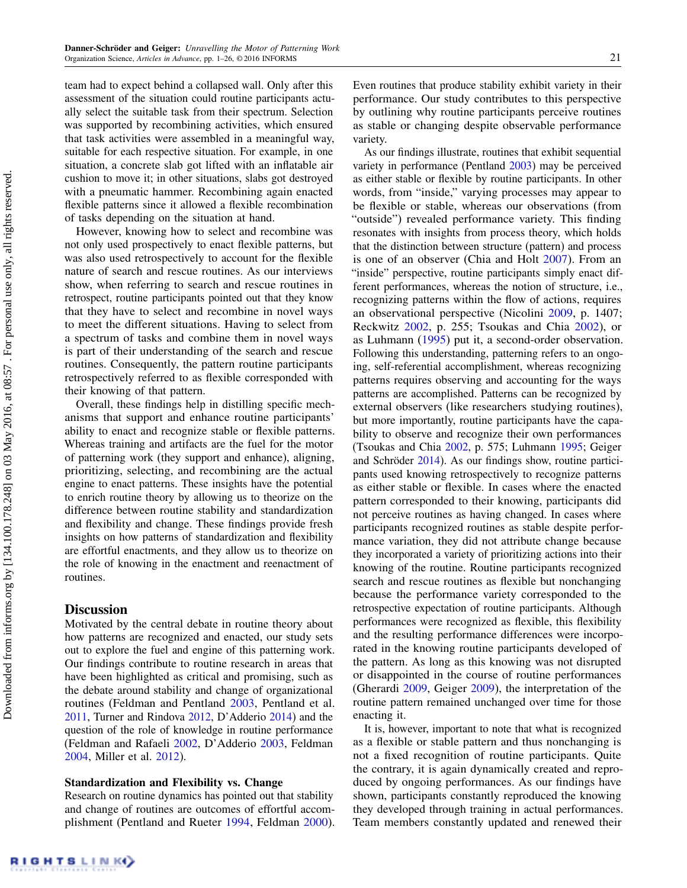team had to expect behind a collapsed wall. Only after this assessment of the situation could routine participants actually select the suitable task from their spectrum. Selection was supported by recombining activities, which ensured that task activities were assembled in a meaningful way, suitable for each respective situation. For example, in one situation, a concrete slab got lifted with an inflatable air cushion to move it; in other situations, slabs got destroyed with a pneumatic hammer. Recombining again enacted flexible patterns since it allowed a flexible recombination of tasks depending on the situation at hand.

However, knowing how to select and recombine was not only used prospectively to enact flexible patterns, but was also used retrospectively to account for the flexible nature of search and rescue routines. As our interviews show, when referring to search and rescue routines in retrospect, routine participants pointed out that they know that they have to select and recombine in novel ways to meet the different situations. Having to select from a spectrum of tasks and combine them in novel ways is part of their understanding of the search and rescue routines. Consequently, the pattern routine participants retrospectively referred to as flexible corresponded with their knowing of that pattern.

Overall, these findings help in distilling specific mechanisms that support and enhance routine participants' ability to enact and recognize stable or flexible patterns. Whereas training and artifacts are the fuel for the motor of patterning work (they support and enhance), aligning, prioritizing, selecting, and recombining are the actual engine to enact patterns. These insights have the potential to enrich routine theory by allowing us to theorize on the difference between routine stability and standardization and flexibility and change. These findings provide fresh insights on how patterns of standardization and flexibility are effortful enactments, and they allow us to theorize on the role of knowing in the enactment and reenactment of routines.

## Discussion

Motivated by the central debate in routine theory about how patterns are recognized and enacted, our study sets out to explore the fuel and engine of this patterning work. Our findings contribute to routine research in areas that have been highlighted as critical and promising, such as the debate around stability and change of organizational routines (Feldman and Pentland 2003, Pentland et al. 2011, Turner and Rindova 2012, D'Adderio 2014) and the question of the role of knowledge in routine performance (Feldman and Rafaeli 2002, D'Adderio 2003, Feldman 2004, Miller et al. 2012).

### Standardization and Flexibility vs. Change

Research on routine dynamics has pointed out that stability and change of routines are outcomes of effortful accomplishment (Pentland and Rueter 1994, Feldman 2000). Even routines that produce stability exhibit variety in their performance. Our study contributes to this perspective by outlining why routine participants perceive routines as stable or changing despite observable performance variety.

As our findings illustrate, routines that exhibit sequential variety in performance (Pentland 2003) may be perceived as either stable or flexible by routine participants. In other words, from "inside," varying processes may appear to be flexible or stable, whereas our observations (from "outside") revealed performance variety. This finding resonates with insights from process theory, which holds that the distinction between structure (pattern) and process is one of an observer (Chia and Holt 2007). From an "inside" perspective, routine participants simply enact different performances, whereas the notion of structure, i.e., recognizing patterns within the flow of actions, requires an observational perspective (Nicolini 2009, p. 1407; Reckwitz 2002, p. 255; Tsoukas and Chia 2002), or as Luhmann (1995) put it, a second-order observation. Following this understanding, patterning refers to an ongoing, self-referential accomplishment, whereas recognizing patterns requires observing and accounting for the ways patterns are accomplished. Patterns can be recognized by external observers (like researchers studying routines), but more importantly, routine participants have the capability to observe and recognize their own performances (Tsoukas and Chia 2002, p. 575; Luhmann 1995; Geiger and Schröder 2014). As our findings show, routine participants used knowing retrospectively to recognize patterns as either stable or flexible. In cases where the enacted pattern corresponded to their knowing, participants did not perceive routines as having changed. In cases where participants recognized routines as stable despite performance variation, they did not attribute change because they incorporated a variety of prioritizing actions into their knowing of the routine. Routine participants recognized search and rescue routines as flexible but nonchanging because the performance variety corresponded to the retrospective expectation of routine participants. Although performances were recognized as flexible, this flexibility and the resulting performance differences were incorporated in the knowing routine participants developed of the pattern. As long as this knowing was not disrupted or disappointed in the course of routine performances (Gherardi 2009, Geiger 2009), the interpretation of the routine pattern remained unchanged over time for those enacting it.

It is, however, important to note that what is recognized as a flexible or stable pattern and thus nonchanging is not a fixed recognition of routine participants. Quite the contrary, it is again dynamically created and reproduced by ongoing performances. As our findings have shown, participants constantly reproduced the knowing they developed through training in actual performances. Team members constantly updated and renewed their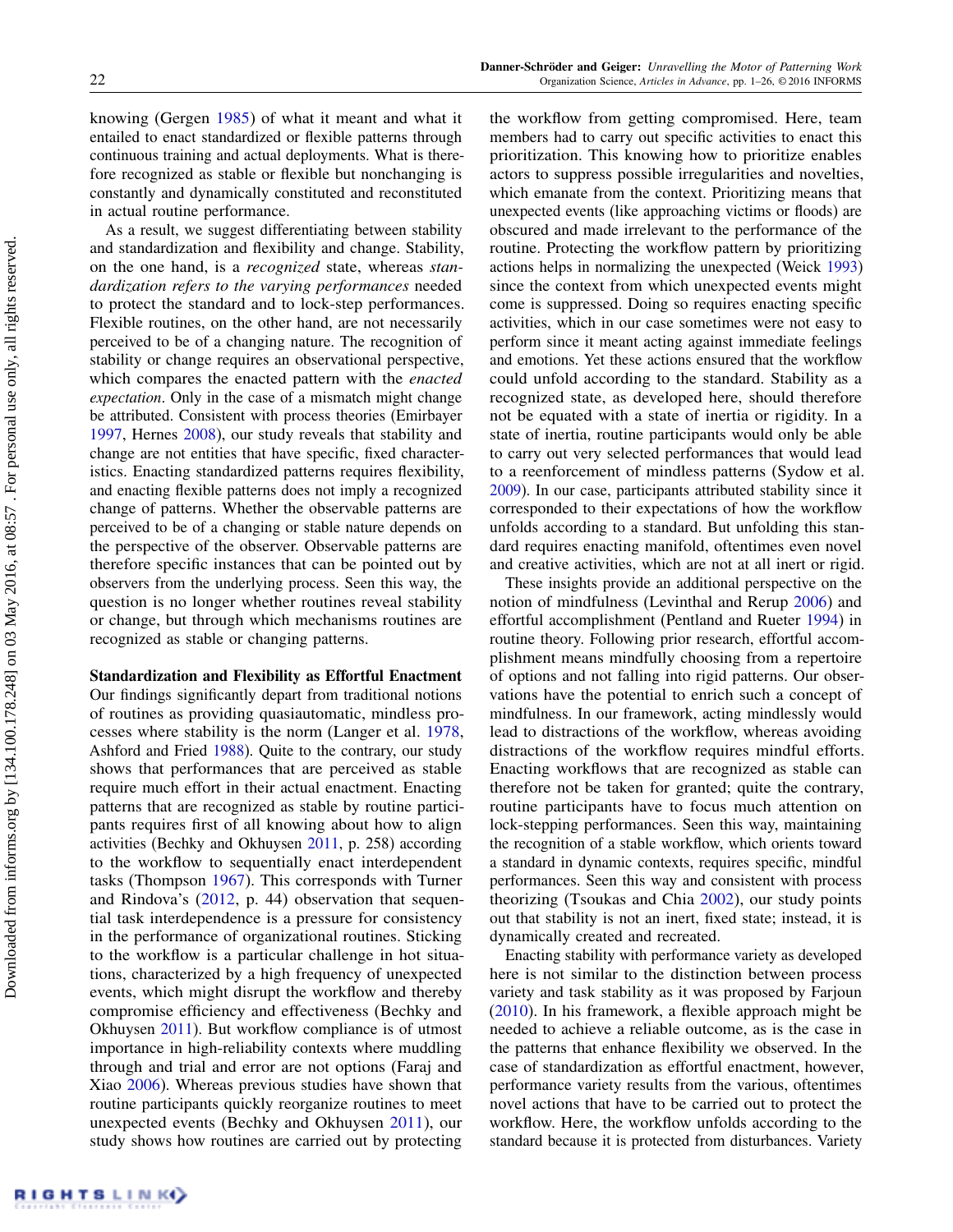knowing (Gergen 1985) of what it meant and what it entailed to enact standardized or flexible patterns through continuous training and actual deployments. What is therefore recognized as stable or flexible but nonchanging is constantly and dynamically constituted and reconstituted in actual routine performance.

As a result, we suggest differentiating between stability and standardization and flexibility and change. Stability, on the one hand, is a *recognized* state, whereas *standardization refers to the varying performances* needed to protect the standard and to lock-step performances. Flexible routines, on the other hand, are not necessarily perceived to be of a changing nature. The recognition of stability or change requires an observational perspective, which compares the enacted pattern with the *enacted expectation*. Only in the case of a mismatch might change be attributed. Consistent with process theories (Emirbayer 1997, Hernes 2008), our study reveals that stability and change are not entities that have specific, fixed characteristics. Enacting standardized patterns requires flexibility, and enacting flexible patterns does not imply a recognized change of patterns. Whether the observable patterns are perceived to be of a changing or stable nature depends on the perspective of the observer. Observable patterns are therefore specific instances that can be pointed out by observers from the underlying process. Seen this way, the question is no longer whether routines reveal stability or change, but through which mechanisms routines are recognized as stable or changing patterns.

**Standardization and Flexibility as Effortful Enactment**

Our findings significantly depart from traditional notions of routines as providing quasiautomatic, mindless processes where stability is the norm (Langer et al. 1978, Ashford and Fried 1988). Quite to the contrary, our study shows that performances that are perceived as stable require much effort in their actual enactment. Enacting patterns that are recognized as stable by routine participants requires first of all knowing about how to align activities (Bechky and Okhuysen 2011, p. 258) according to the workflow to sequentially enact interdependent tasks (Thompson 1967). This corresponds with Turner and Rindova's (2012, p. 44) observation that sequential task interdependence is a pressure for consistency in the performance of organizational routines. Sticking to the workflow is a particular challenge in hot situations, characterized by a high frequency of unexpected events, which might disrupt the workflow and thereby compromise efficiency and effectiveness (Bechky and Okhuysen 2011). But workflow compliance is of utmost importance in high-reliability contexts where muddling through and trial and error are not options (Faraj and Xiao 2006). Whereas previous studies have shown that routine participants quickly reorganize routines to meet unexpected events (Bechky and Okhuysen 2011), our study shows how routines are carried out by protecting the workflow from getting compromised. Here, team members had to carry out specific activities to enact this prioritization. This knowing how to prioritize enables actors to suppress possible irregularities and novelties, which emanate from the context. Prioritizing means that unexpected events (like approaching victims or floods) are obscured and made irrelevant to the performance of the routine. Protecting the workflow pattern by prioritizing actions helps in normalizing the unexpected (Weick 1993) since the context from which unexpected events might come is suppressed. Doing so requires enacting specific activities, which in our case sometimes were not easy to perform since it meant acting against immediate feelings and emotions. Yet these actions ensured that the workflow could unfold according to the standard. Stability as a recognized state, as developed here, should therefore not be equated with a state of inertia or rigidity. In a state of inertia, routine participants would only be able to carry out very selected performances that would lead to a reenforcement of mindless patterns (Sydow et al. 2009). In our case, participants attributed stability since it corresponded to their expectations of how the workflow unfolds according to a standard. But unfolding this standard requires enacting manifold, oftentimes even novel and creative activities, which are not at all inert or rigid.

These insights provide an additional perspective on the notion of mindfulness (Levinthal and Rerup 2006) and effortful accomplishment (Pentland and Rueter 1994) in routine theory. Following prior research, effortful accomplishment means mindfully choosing from a repertoire of options and not falling into rigid patterns. Our observations have the potential to enrich such a concept of mindfulness. In our framework, acting mindlessly would lead to distractions of the workflow, whereas avoiding distractions of the workflow requires mindful efforts. Enacting workflows that are recognized as stable can therefore not be taken for granted; quite the contrary, routine participants have to focus much attention on lock-stepping performances. Seen this way, maintaining the recognition of a stable workflow, which orients toward a standard in dynamic contexts, requires specific, mindful performances. Seen this way and consistent with process theorizing (Tsoukas and Chia 2002), our study points out that stability is not an inert, fixed state; instead, it is dynamically created and recreated.

Enacting stability with performance variety as developed here is not similar to the distinction between process variety and task stability as it was proposed by Farjoun (2010). In his framework, a flexible approach might be needed to achieve a reliable outcome, as is the case in the patterns that enhance flexibility we observed. In the case of standardization as effortful enactment, however, performance variety results from the various, oftentimes novel actions that have to be carried out to protect the workflow. Here, the workflow unfolds according to the standard because it is protected from disturbances. Variety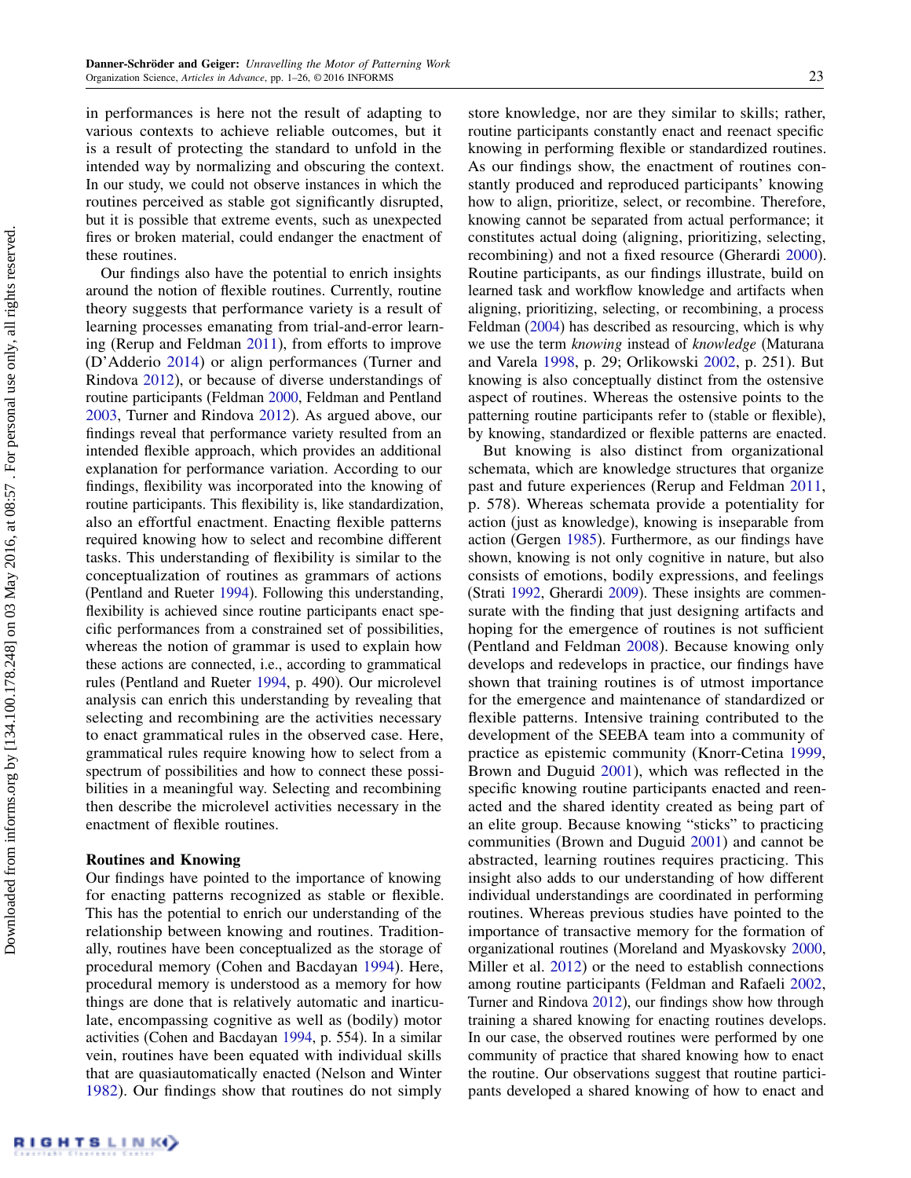in performances is here not the result of adapting to various contexts to achieve reliable outcomes, but it is a result of protecting the standard to unfold in the intended way by normalizing and obscuring the context. In our study, we could not observe instances in which the routines perceived as stable got significantly disrupted, but it is possible that extreme events, such as unexpected fires or broken material, could endanger the enactment of these routines.

Our findings also have the potential to enrich insights around the notion of flexible routines. Currently, routine theory suggests that performance variety is a result of learning processes emanating from trial-and-error learning (Rerup and Feldman 2011), from efforts to improve (D'Adderio 2014) or align performances (Turner and Rindova 2012), or because of diverse understandings of routine participants (Feldman 2000, Feldman and Pentland 2003, Turner and Rindova 2012). As argued above, our findings reveal that performance variety resulted from an intended flexible approach, which provides an additional explanation for performance variation. According to our findings, flexibility was incorporated into the knowing of routine participants. This flexibility is, like standardization, also an effortful enactment. Enacting flexible patterns required knowing how to select and recombine different tasks. This understanding of flexibility is similar to the conceptualization of routines as grammars of actions (Pentland and Rueter 1994). Following this understanding, flexibility is achieved since routine participants enact specific performances from a constrained set of possibilities, whereas the notion of grammar is used to explain how these actions are connected, i.e., according to grammatical rules (Pentland and Rueter 1994, p. 490). Our microlevel analysis can enrich this understanding by revealing that selecting and recombining are the activities necessary to enact grammatical rules in the observed case. Here, grammatical rules require knowing how to select from a spectrum of possibilities and how to connect these possibilities in a meaningful way. Selecting and recombining then describe the microlevel activities necessary in the enactment of flexible routines.

### Routines and Knowing

Our findings have pointed to the importance of knowing for enacting patterns recognized as stable or flexible. This has the potential to enrich our understanding of the relationship between knowing and routines. Traditionally, routines have been conceptualized as the storage of procedural memory (Cohen and Bacdayan 1994). Here, procedural memory is understood as a memory for how things are done that is relatively automatic and inarticulate, encompassing cognitive as well as (bodily) motor activities (Cohen and Bacdayan 1994, p. 554). In a similar vein, routines have been equated with individual skills that are quasiautomatically enacted (Nelson and Winter 1982). Our findings show that routines do not simply store knowledge, nor are they similar to skills; rather, routine participants constantly enact and reenact specific knowing in performing flexible or standardized routines. As our findings show, the enactment of routines constantly produced and reproduced participants' knowing how to align, prioritize, select, or recombine. Therefore, knowing cannot be separated from actual performance; it constitutes actual doing (aligning, prioritizing, selecting, recombining) and not a fixed resource (Gherardi 2000). Routine participants, as our findings illustrate, build on learned task and workflow knowledge and artifacts when aligning, prioritizing, selecting, or recombining, a process Feldman (2004) has described as resourcing, which is why we use the term *knowing* instead of *knowledge* (Maturana and Varela 1998, p. 29; Orlikowski 2002, p. 251). But knowing is also conceptually distinct from the ostensive aspect of routines. Whereas the ostensive points to the patterning routine participants refer to (stable or flexible), by knowing, standardized or flexible patterns are enacted.

But knowing is also distinct from organizational schemata, which are knowledge structures that organize past and future experiences (Rerup and Feldman 2011, p. 578). Whereas schemata provide a potentiality for action (just as knowledge), knowing is inseparable from action (Gergen 1985). Furthermore, as our findings have shown, knowing is not only cognitive in nature, but also consists of emotions, bodily expressions, and feelings (Strati 1992, Gherardi 2009). These insights are commensurate with the finding that just designing artifacts and hoping for the emergence of routines is not sufficient (Pentland and Feldman 2008). Because knowing only develops and redevelops in practice, our findings have shown that training routines is of utmost importance for the emergence and maintenance of standardized or flexible patterns. Intensive training contributed to the development of the SEEBA team into a community of practice as epistemic community (Knorr-Cetina 1999, Brown and Duguid 2001), which was reflected in the specific knowing routine participants enacted and reenacted and the shared identity created as being part of an elite group. Because knowing "sticks" to practicing communities (Brown and Duguid 2001) and cannot be abstracted, learning routines requires practicing. This insight also adds to our understanding of how different individual understandings are coordinated in performing routines. Whereas previous studies have pointed to the importance of transactive memory for the formation of organizational routines (Moreland and Myaskovsky 2000, Miller et al. 2012) or the need to establish connections among routine participants (Feldman and Rafaeli 2002, Turner and Rindova 2012), our findings show how through training a shared knowing for enacting routines develops. In our case, the observed routines were performed by one community of practice that shared knowing how to enact the routine. Our observations suggest that routine participants developed a shared knowing of how to enact and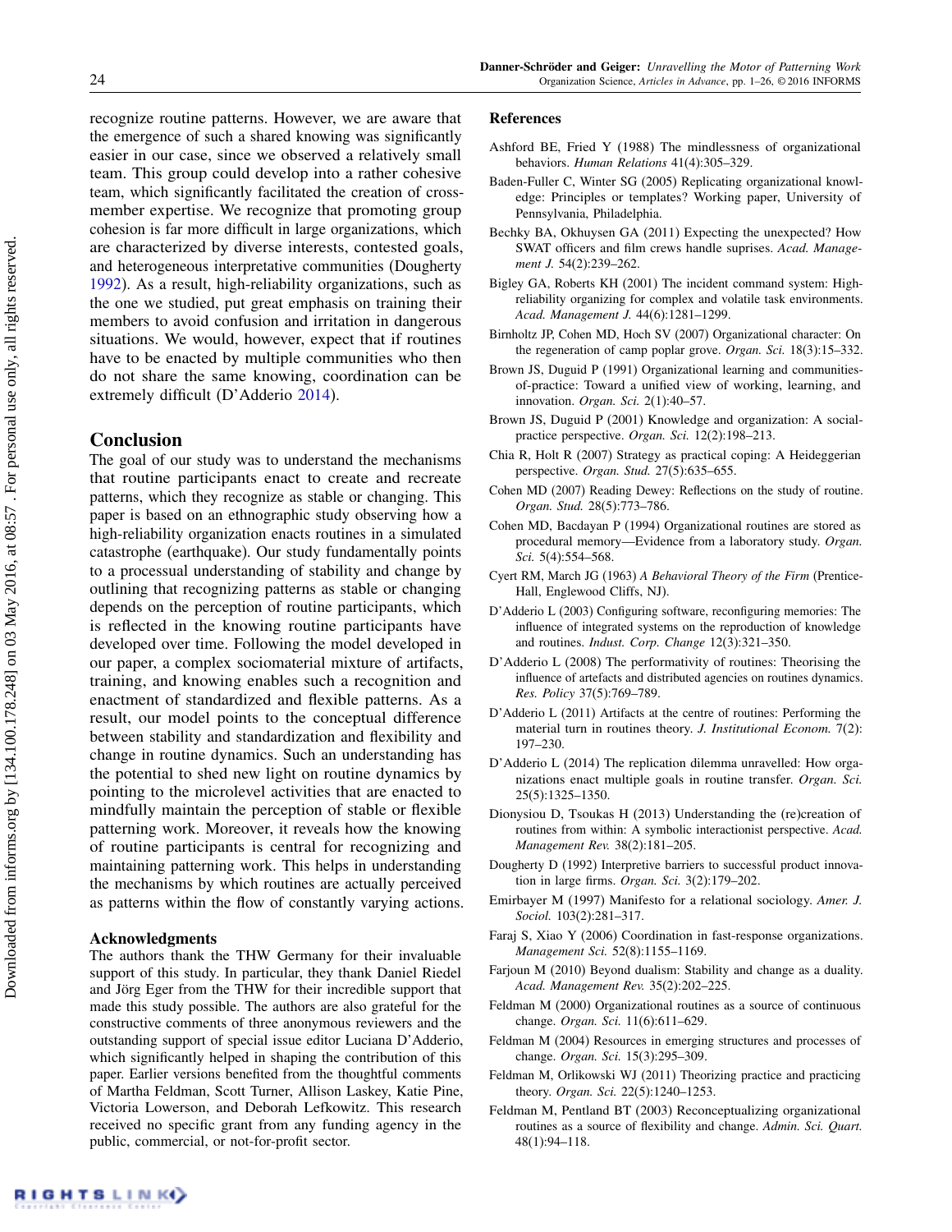recognize routine patterns. However, we are aware that the emergence of such a shared knowing was significantly easier in our case, since we observed a relatively small team. This group could develop into a rather cohesive team, which significantly facilitated the creation of cross-member expertise. We recognize that promoting group cohesion is far more difficult in large organizations, which are characterized by diverse interests, contested goals, and heterogeneous interpretative communities (Dougherty 1992). As a result, high-reliability organizations, such as the one we studied, put great emphasis on training their members to avoid confusion and irritation in dangerous situations. We would, however, expect that if routines have to be enacted by multiple communities who then do not share the same knowing, coordination can be extremely difficult (D'Adderio 2014).

## Conclusion

The goal of our study was to understand the mechanisms that routine participants enact to create and recreate patterns, which they recognize as stable or changing. This paper is based on an ethnographic study observing how a high-reliability organization enacts routines in a simulated catastrophe (earthquake). Our study fundamentally points to a processual understanding of stability and change by outlining that recognizing patterns as stable or changing depends on the perception of routine participants, which is reflected in the knowing routine participants have developed over time. Following the model developed in our paper, a complex sociomaterial mixture of artifacts, training, and knowing enables such a recognition and enactment of standardized and flexible patterns. As a result, our model points to the conceptual difference between stability and standardization and flexibility and change in routine dynamics. Such an understanding has the potential to shed new light on routine dynamics by pointing to the microlevel activities that are enacted to mindfully maintain the perception of stable or flexible patterning work. Moreover, it reveals how the knowing of routine participants is central for recognizing and maintaining patterning work. This helps in understanding the mechanisms by which routines are actually perceived as patterns within the flow of constantly varying actions.

### Acknowledgments

The authors thank the THW Germany for their invaluable support of this study. In particular, they thank Daniel Riedel and Jörg Eger from the THW for their incredible support that made this study possible. The authors are also grateful for the constructive comments of three anonymous reviewers and the outstanding support of special issue editor Luciana D'Adderio, which significantly helped in shaping the contribution of this paper. Earlier versions benefited from the thoughtful comments of Martha Feldman, Scott Turner, Allison Laskey, Katie Pine, Victoria Lowerson, and Deborah Lefkowitz. This research received no specific grant from any funding agency in the public, commercial, or not-for-profit sector.

## References

Ashford BE, Fried Y (1988) The mindlessness of organizational behaviors. *Human Relations* 41(4):305–329.

Baden-Fuller C, Winter SG (2005) Replicating organizational knowledge: Principles or templates? Working paper, University of Pennsylvania, Philadelphia.

Bechky BA, Okhuysen GA (2011) Expecting the unexpected? How SWAT officers and film crews handle suprises. *Acad. Management J.* 54(2):239–262.

Bigley GA, Roberts KH (2001) The incident command system: High-reliability organizing for complex and volatile task environments. *Acad. Management J.* 44(6):1281–1299.

Birnholtz JP, Cohen MD, Hoch SV (2007) Organizational character: On the regeneration of camp poplar grove. *Organ. Sci.* 18(3):15–332.

Brown JS, Duguid P (1991) Organizational learning and communities-of-practice: Toward a unified view of working, learning, and innovation. *Organ. Sci.* 2(1):40–57.

Brown JS, Duguid P (2001) Knowledge and organization: A social-practice perspective. *Organ. Sci.* 12(2):198–213.

Chia R, Holt R (2007) Strategy as practical coping: A Heideggerian perspective. *Organ. Stud.* 27(5):635–655.

Cohen MD (2007) Reading Dewey: Reflections on the study of routine. *Organ. Stud.* 28(5):773–786.

Cohen MD, Bacdayan P (1994) Organizational routines are stored as procedural memory—Evidence from a laboratory study. *Organ. Sci.* 5(4):554–568.

Cyert RM, March JG (1963) *A Behavioral Theory of the Firm* (Prentice-Hall, Englewood Cliffs, NJ).

D'Adderio L (2003) Configuring software, reconfiguring memories: The influence of integrated systems on the reproduction of knowledge and routines. *Indust. Corp. Change* 12(3):321–350.

D'Adderio L (2008) The performativity of routines: Theorising the influence of artefacts and distributed agencies on routines dynamics. *Res. Policy* 37(5):769–789.

D'Adderio L (2011) Artifacts at the centre of routines: Performing the material turn in routines theory. *J. Institutional Econom.* 7(2): 197–230.

D'Adderio L (2014) The replication dilemma unravelled: How organizations enact multiple goals in routine transfer. *Organ. Sci.* 25(5):1325–1350.

Dionysiou D, Tsoukas H (2013) Understanding the (re)creation of routines from within: A symbolic interactionist perspective. *Acad. Management Rev.* 38(2):181–205.

Dougherty D (1992) Interpretive barriers to successful product innovation in large firms. *Organ. Sci.* 3(2):179–202.

Emirbayer M (1997) Manifesto for a relational sociology. *Amer. J. Sociol.* 103(2):281–317.

Faraj S, Xiao Y (2006) Coordination in fast-response organizations. *Management Sci.* 52(8):1155–1169.

Farjoun M (2010) Beyond dualism: Stability and change as a duality. *Acad. Management Rev.* 35(2):202–225.

Feldman M (2000) Organizational routines as a source of continuous change. *Organ. Sci.* 11(6):611–629.

Feldman M (2004) Resources in emerging structures and processes of change. *Organ. Sci.* 15(3):295–309.

Feldman M, Orlikowski WJ (2011) Theorizing practice and practicing theory. *Organ. Sci.* 22(5):1240–1253.

Feldman M, Pentland BT (2003) Reconceptualizing organizational routines as a source of flexibility and change. *Admin. Sci. Quart.* 48(1):94–118.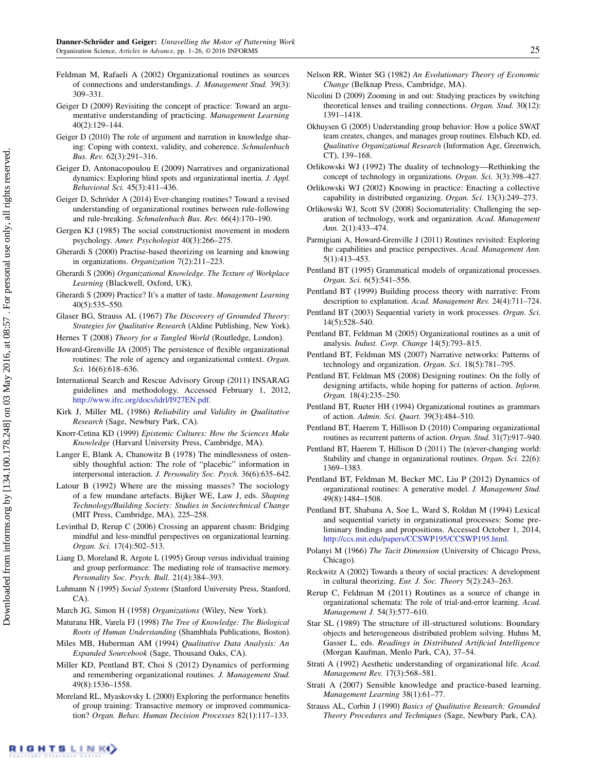Feldman M, Rafaeli A (2002) Organizational routines as sources of connections and understandings. *J. Management Stud.* 39(3): 309–331.

Geiger D (2009) Revisiting the concept of practice: Toward an argumentative understanding of practicing. *Management Learning* 40(2):129–144.

Geiger D (2010) The role of argument and narration in knowledge sharing: Coping with context, validity, and coherence. *Schmalenbach Bus. Rev.* 62(3):291–316.

Geiger D, Antonacopoulou E (2009) Narratives and organizational dynamics: Exploring blind spots and organizational inertia. *J. Appl. Behavioral Sci.* 45(3):411–436.

Geiger D, Schröder A (2014) Ever-changing routines? Toward a revised understanding of organizational routines between rule-following and rule-breaking. *Schmalenbach Bus. Rev.* 66(4):170–190.

Gergen KJ (1985) The social constructionist movement in modern psychology. *Amer. Psychologist* 40(3):266–275.

Gherardi S (2000) Practise-based theorizing on learning and knowing in organizations. *Organization* 7(2):211–223.

Gherardi S (2006) *Organizational Knowledge. The Texture of Workplace Learning* (Blackwell, Oxford, UK).

Gherardi S (2009) Practice? It's a matter of taste. *Management Learning* 40(5):535–550.

Glaser BG, Strauss AL (1967) *The Discovery of Grounded Theory: Strategies for Qualitative Research* (Aldine Publishing, New York).

Hernes T (2008) *Theory for a Tangled World* (Routledge, London).

Howard-Grenville JA (2005) The persistence of flexible organizational routines: The role of agency and organizational context. *Organ. Sci.* 16(6):618–636.

International Search and Rescue Advisory Group (2011) INSARAG guidelines and methodology. Accessed February 1, 2012, http://www.ifrc.org/docs/idrl/I927EN.pdf.

Kirk J, Miller ML (1986) *Reliability and Validity in Qualitative Research* (Sage, Newbury Park, CA).

Knorr-Cetina KD (1999) *Epistemic Cultures: How the Sciences Make Knowledge* (Harvard University Press, Cambridge, MA).

Langer E, Blank A, Chanowitz B (1978) The mindlessness of ostensibly thoughtful action: The role of "placebic" information in interpersonal interaction. *J. Personality Soc. Psych.* 36(6):635–642.

Latour B (1992) Where are the missing masses? The sociology of a few mundane artefacts. Bijker WE, Law J, eds. *Shaping Technology/Building Society: Studies in Sociotechnical Change* (MIT Press, Cambridge, MA), 225–258.

Levinthal D, Rerup C (2006) Crossing an apparent chasm: Bridging mindful and less-mindful perspectives on organizational learning. *Organ. Sci.* 17(4):502–513.

Liang D, Moreland R, Argote L (1995) Group versus individual training and group performance: The mediating role of transactive memory. *Personality Soc. Psych. Bull.* 21(4):384–393.

Luhmann N (1995) *Social Systems* (Stanford University Press, Stanford, CA).

March JG, Simon H (1958) *Organizations* (Wiley, New York).

Maturana HR, Varela FJ (1998) *The Tree of Knowledge: The Biological Roots of Human Understanding* (Shambhala Publications, Boston).

Miles MB, Huberman AM (1994) *Qualitative Data Analysis: An Expanded Sourcebook* (Sage, Thousand Oaks, CA).

Miller KD, Pentland BT, Choi S (2012) Dynamics of performing and remembering organizational routines. *J. Management Stud.* 49(8):1536–1558.

Moreland RL, Myaskovsky L (2000) Exploring the performance benefits of group training: Transactive memory or improved communication? *Organ. Behav. Human Decision Processes* 82(1):117–133.

Nelson RR, Winter SG (1982) *An Evolutionary Theory of Economic Change* (Belknap Press, Cambridge, MA).

Nicolini D (2009) Zooming in and out: Studying practices by switching theoretical lenses and trailing connections. *Organ. Stud.* 30(12): 1391–1418.

Okhuysen G (2005) Understanding group behavior: How a police SWAT team creates, changes, and manages group routines. Elsbach KD, ed. *Qualitative Organizational Research* (Information Age, Greenwich, CT), 139–168.

Orlikowski WJ (1992) The duality of technology—Rethinking the concept of technology in organizations. *Organ. Sci.* 3(3):398–427.

Orlikowski WJ (2002) Knowing in practice: Enacting a collective capability in distributed organizing. *Organ. Sci.* 13(3):249–273.

Orlikowski WJ, Scott SV (2008) Sociomateriality: Challenging the separation of technology, work and organization. *Acad. Management Ann.* 2(1):433–474.

Parmigiani A, Howard-Grenville J (2011) Routines revisited: Exploring the capabilities and practice perspectives. *Acad. Management Ann.* 5(1):413–453.

Pentland BT (1995) Grammatical models of organizational processes. *Organ. Sci.* 6(5):541–556.

Pentland BT (1999) Building process theory with narrative: From description to explanation. *Acad. Management Rev.* 24(4):711–724.

Pentland BT (2003) Sequential variety in work processes. *Organ. Sci.* 14(5):528–540.

Pentland BT, Feldman M (2005) Organizational routines as a unit of analysis. *Indust. Corp. Change* 14(5):793–815.

Pentland BT, Feldman MS (2007) Narrative networks: Patterns of technology and organization. *Organ. Sci.* 18(5):781–795.

Pentland BT, Feldman MS (2008) Designing routines: On the folly of designing artifacts, while hoping for patterns of action. *Inform. Organ.* 18(4):235–250.

Pentland BT, Rueter HH (1994) Organizational routines as grammars of action. *Admin. Sci. Quart.* 39(3):484–510.

Pentland BT, Haerem T, Hillison D (2010) Comparing organizational routines as recurrent patterns of action. *Organ. Stud.* 31(7):917–940.

Pentland BT, Haerem T, Hillison D (2011) The (n)ever-changing world: Stability and change in organizational routines. *Organ. Sci.* 22(6): 1369–1383.

Pentland BT, Feldman M, Becker MC, Liu P (2012) Dynamics of organizational routines: A generative model. *J. Management Stud.* 49(8):1484–1508.

Pentland BT, Shabana A, Soe L, Ward S, Roldan M (1994) Lexical and sequential variety in organizational processes: Some preliminary findings and propositions. Accessed October 1, 2014, http://ccs.mit.edu/papers/CCSWP195/CCSWP195.html.

Polanyi M (1966) *The Tacit Dimension* (University of Chicago Press, Chicago).

Reckwitz A (2002) Towards a theory of social practices: A development in cultural theorizing. *Eur. J. Soc. Theory* 5(2):243–263.

Rerup C, Feldman M (2011) Routines as a source of change in organizational schemata: The role of trial-and-error learning. *Acad. Management J.* 54(3):577–610.

Star SL (1989) The structure of ill-structured solutions: Boundary objects and heterogeneous distributed problem solving. Huhns M, Gasser L, eds. *Readings in Distributed Artificial Intelligence* (Morgan Kaufman, Menlo Park, CA), 37–54.

Strati A (1992) Aesthetic understanding of organizational life. *Acad. Management Rev.* 17(3):568–581.

Strati A (2007) Sensible knowledge and practice-based learning. *Management Learning* 38(1):61–77.

Strauss AL, Corbin J (1990) *Basics of Qualitative Research: Grounded Theory Procedures and Techniques* (Sage, Newbury Park, CA).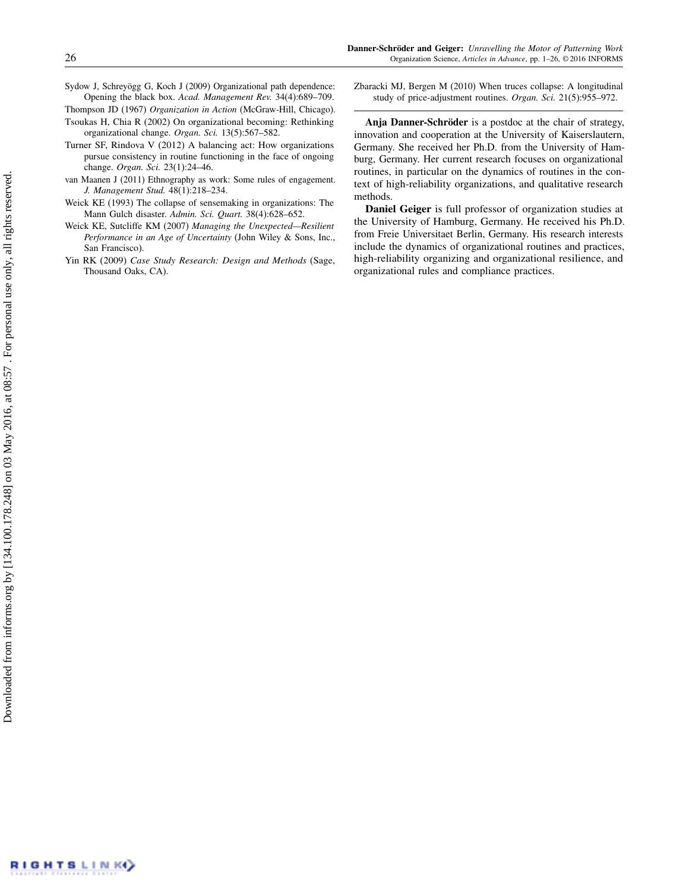Sydow J, Schreyögg G, Koch J (2009) Organizational path dependence: Opening the black box. *Acad. Management Rev.* 34(4):689–709.

Thompson JD (1967) *Organization in Action* (McGraw-Hill, Chicago).

Tsoukas H, Chia R (2002) On organizational becoming: Rethinking organizational change. *Organ. Sci.* 13(5):567–582.

Turner SF, Rindova V (2012) A balancing act: How organizations pursue consistency in routine functioning in the face of ongoing change. *Organ. Sci.* 23(1):24–46.

van Maanen J (2011) Ethnography as work: Some rules of engagement. *J. Management Stud.* 48(1):218–234.

Weick KE (1993) The collapse of sensemaking in organizations: The Mann Gulch disaster. *Admin. Sci. Quart.* 38(4):628–652.

Weick KE, Sutcliffe KM (2007) *Managing the Unexpected—Resilient Performance in an Age of Uncertainty* (John Wiley & Sons, Inc., San Francisco).

Yin RK (2009) *Case Study Research: Design and Methods* (Sage, Thousand Oaks, CA).

Zbaracki MJ, Bergen M (2010) When truces collapse: A longitudinal study of price-adjustment routines. *Organ. Sci.* 21(5):955–972.

---

**Anja Danner-Schröder** is a postdoc at the chair of strategy, innovation and cooperation at the University of Kaiserslautern, Germany. She received her Ph.D. from the University of Hamburg, Germany. Her current research focuses on organizational routines, in particular on the dynamics of routines in the context of high-reliability organizations, and qualitative research methods.

**Daniel Geiger** is full professor of organization studies at the University of Hamburg, Germany. He received his Ph.D. from Freie Universitaet Berlin, Germany. His research interests include the dynamics of organizational routines and practices, high-reliability organizing and organizational resilience, and organizational rules and compliance practices.